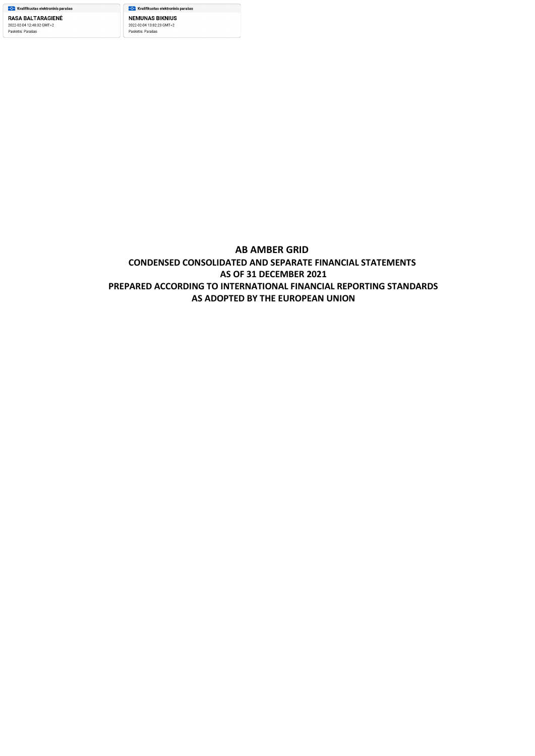Kvalifikuotas elektroninis parašas

RASA BALTARAGIENĖ

2022-02-04 12:40:02 GMT+2

Paskirtis: Parašas

Kvalifikuotas elektroninis parašas

NEMUNAS BIKNIUS

2022-02-04 13:02:23 GMT+2

Paskirtis: Parašas

# AB AMBER GRID

## CONDENSED CONSOLIDATED AND SEPARATE FINANCIAL STATEMENTS
## AS OF 31 DECEMBER 2021
## PREPARED ACCORDING TO INTERNATIONAL FINANCIAL REPORTING STANDARDS
## AS ADOPTED BY THE EUROPEAN UNION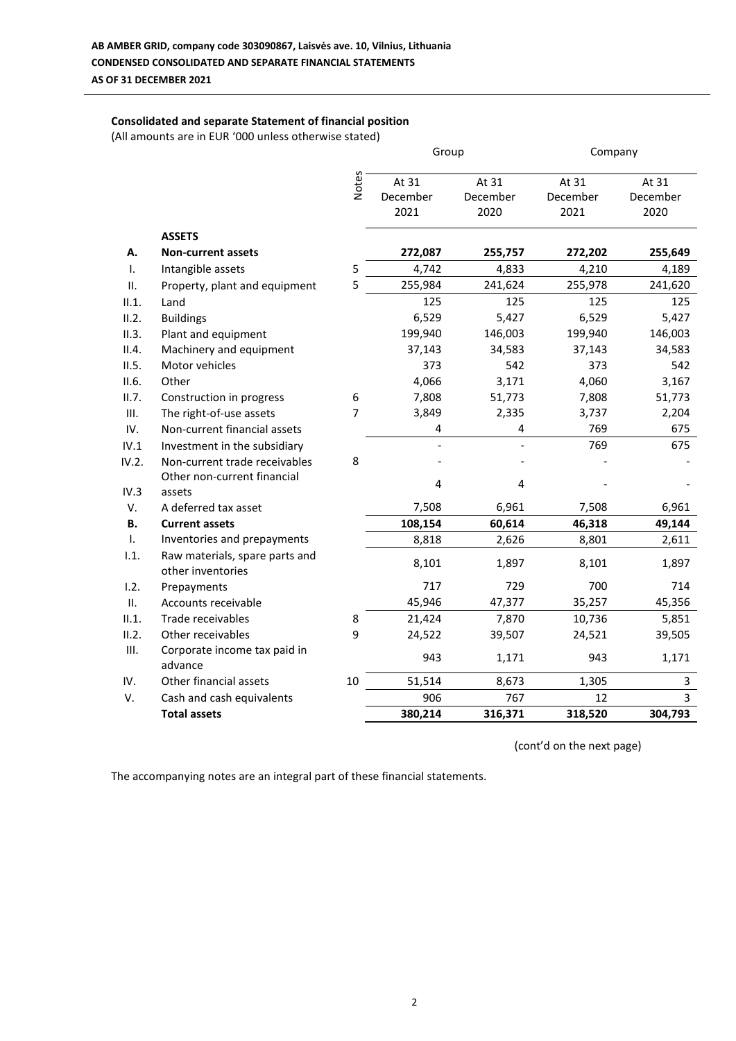**AB AMBER GRID, company code 303090867, Laisvės ave. 10, Vilnius, Lithuania**
**CONDENSED CONSOLIDATED AND SEPARATE FINANCIAL STATEMENTS**
**AS OF 31 DECEMBER 2021**

**Consolidated and separate Statement of financial position**
(All amounts are in EUR '000 unless otherwise stated)

| | | Notes | Group | | Company | |
|---|---|---|---|---|---|---|
| | | | At 31 December 2021 | At 31 December 2020 | At 31 December 2021 | At 31 December 2020 |
| | **ASSETS** | | | | | |
| **A.** | **Non-current assets** | | **272,087** | **255,757** | **272,202** | **255,649** |
| I. | Intangible assets | 5 | 4,742 | 4,833 | 4,210 | 4,189 |
| II. | Property, plant and equipment | 5 | 255,984 | 241,624 | 255,978 | 241,620 |
| II.1. | Land | | 125 | 125 | 125 | 125 |
| II.2. | Buildings | | 6,529 | 5,427 | 6,529 | 5,427 |
| II.3. | Plant and equipment | | 199,940 | 146,003 | 199,940 | 146,003 |
| II.4. | Machinery and equipment | | 37,143 | 34,583 | 37,143 | 34,583 |
| II.5. | Motor vehicles | | 373 | 542 | 373 | 542 |
| II.6. | Other | | 4,066 | 3,171 | 4,060 | 3,167 |
| II.7. | Construction in progress | 6 | 7,808 | 51,773 | 7,808 | 51,773 |
| III. | The right-of-use assets | 7 | 3,849 | 2,335 | 3,737 | 2,204 |
| IV. | Non-current financial assets | | 4 | 4 | 769 | 675 |
| IV.1 | Investment in the subsidiary | | - | - | 769 | 675 |
| IV.2. | Non-current trade receivables | 8 | - | - | - | - |
| IV.3 | Other non-current financial assets | | 4 | 4 | - | - |
| V. | A deferred tax asset | | 7,508 | 6,961 | 7,508 | 6,961 |
| **B.** | **Current assets** | | **108,154** | **60,614** | **46,318** | **49,144** |
| I. | Inventories and prepayments | | 8,818 | 2,626 | 8,801 | 2,611 |
| I.1. | Raw materials, spare parts and other inventories | | 8,101 | 1,897 | 8,101 | 1,897 |
| I.2. | Prepayments | | 717 | 729 | 700 | 714 |
| II. | Accounts receivable | | 45,946 | 47,377 | 35,257 | 45,356 |
| II.1. | Trade receivables | 8 | 21,424 | 7,870 | 10,736 | 5,851 |
| II.2. | Other receivables | 9 | 24,522 | 39,507 | 24,521 | 39,505 |
| III. | Corporate income tax paid in advance | | 943 | 1,171 | 943 | 1,171 |
| IV. | Other financial assets | 10 | 51,514 | 8,673 | 1,305 | 3 |
| V. | Cash and cash equivalents | | 906 | 767 | 12 | 3 |
| | **Total assets** | | **380,214** | **316,371** | **318,520** | **304,793** |

(cont'd on the next page)

The accompanying notes are an integral part of these financial statements.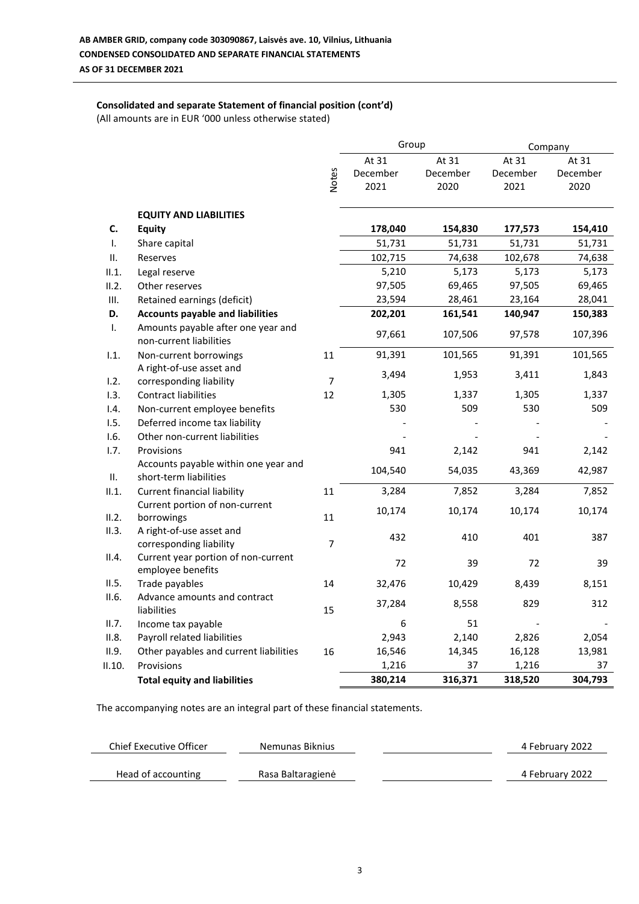**AB AMBER GRID, company code 303090867, Laisvės ave. 10, Vilnius, Lithuania**
**CONDENSED CONSOLIDATED AND SEPARATE FINANCIAL STATEMENTS**
**AS OF 31 DECEMBER 2021**

**Consolidated and separate Statement of financial position (cont'd)**
(All amounts are in EUR '000 unless otherwise stated)

| | | Notes | Group | | Company | |
|---|---|---|---|---|---|---|
| | | | At 31 December 2021 | At 31 December 2020 | At 31 December 2021 | At 31 December 2020 |
| | **EQUITY AND LIABILITIES** | | | | | |
| **C.** | **Equity** | | **178,040** | **154,830** | **177,573** | **154,410** |
| I. | Share capital | | 51,731 | 51,731 | 51,731 | 51,731 |
| II. | Reserves | | 102,715 | 74,638 | 102,678 | 74,638 |
| II.1. | Legal reserve | | 5,210 | 5,173 | 5,173 | 5,173 |
| II.2. | Other reserves | | 97,505 | 69,465 | 97,505 | 69,465 |
| III. | Retained earnings (deficit) | | 23,594 | 28,461 | 23,164 | 28,041 |
| **D.** | **Accounts payable and liabilities** | | **202,201** | **161,541** | **140,947** | **150,383** |
| I. | Amounts payable after one year and non-current liabilities | | 97,661 | 107,506 | 97,578 | 107,396 |
| I.1. | Non-current borrowings | 11 | 91,391 | 101,565 | 91,391 | 101,565 |
| I.2. | A right-of-use asset and corresponding liability | 7 | 3,494 | 1,953 | 3,411 | 1,843 |
| I.3. | Contract liabilities | 12 | 1,305 | 1,337 | 1,305 | 1,337 |
| I.4. | Non-current employee benefits | | 530 | 509 | 530 | 509 |
| I.5. | Deferred income tax liability | | - | - | - | - |
| I.6. | Other non-current liabilities | | - | - | - | - |
| I.7. | Provisions | | 941 | 2,142 | 941 | 2,142 |
| II. | Accounts payable within one year and short-term liabilities | | 104,540 | 54,035 | 43,369 | 42,987 |
| II.1. | Current financial liability | 11 | 3,284 | 7,852 | 3,284 | 7,852 |
| II.2. | Current portion of non-current borrowings | 11 | 10,174 | 10,174 | 10,174 | 10,174 |
| II.3. | A right-of-use asset and corresponding liability | 7 | 432 | 410 | 401 | 387 |
| II.4. | Current year portion of non-current employee benefits | | 72 | 39 | 72 | 39 |
| II.5. | Trade payables | 14 | 32,476 | 10,429 | 8,439 | 8,151 |
| II.6. | Advance amounts and contract liabilities | 15 | 37,284 | 8,558 | 829 | 312 |
| II.7. | Income tax payable | | 6 | 51 | - | - |
| II.8. | Payroll related liabilities | | 2,943 | 2,140 | 2,826 | 2,054 |
| II.9. | Other payables and current liabilities | 16 | 16,546 | 14,345 | 16,128 | 13,981 |
| II.10. | Provisions | | 1,216 | 37 | 1,216 | 37 |
| | **Total equity and liabilities** | | **380,214** | **316,371** | **318,520** | **304,793** |

The accompanying notes are an integral part of these financial statements.

| | | | |
|---|---|---|---|
| Chief Executive Officer | Nemunas Biknius | | 4 February 2022 |
| Head of accounting | Rasa Baltaragienė | | 4 February 2022 |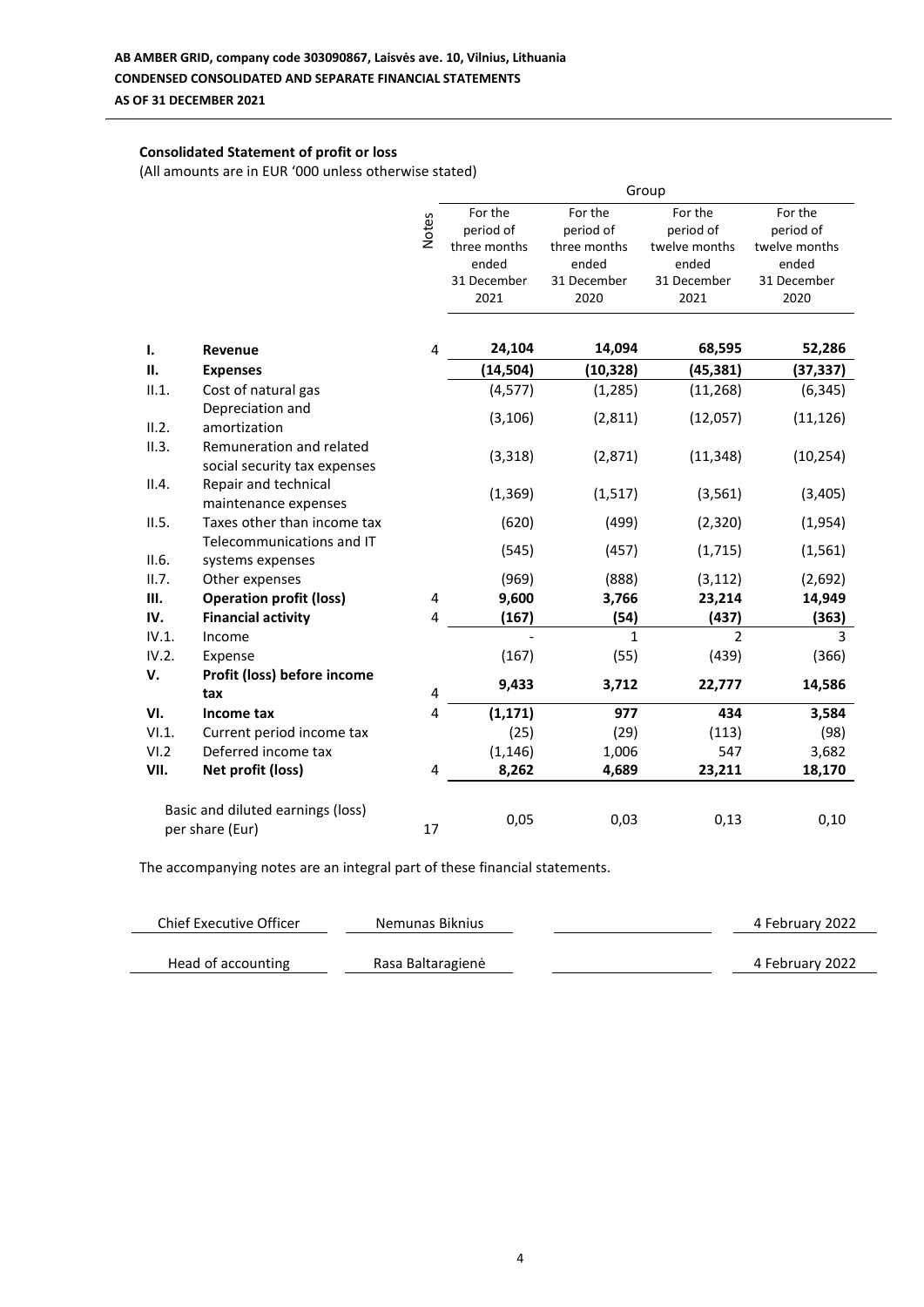**AB AMBER GRID, company code 303090867, Laisvės ave. 10, Vilnius, Lithuania**

**CONDENSED CONSOLIDATED AND SEPARATE FINANCIAL STATEMENTS**

**AS OF 31 DECEMBER 2021**

**Consolidated Statement of profit or loss**

(All amounts are in EUR '000 unless otherwise stated)

| | | Notes | Group | | | |
|---|---|---|---|---|---|---|
| | | | For the period of three months ended 31 December 2021 | For the period of three months ended 31 December 2020 | For the period of twelve months ended 31 December 2021 | For the period of twelve months ended 31 December 2020 |
| **I.** | **Revenue** | 4 | **24,104** | **14,094** | **68,595** | **52,286** |
| **II.** | **Expenses** | | **(14,504)** | **(10,328)** | **(45,381)** | **(37,337)** |
| II.1. | Cost of natural gas | | (4,577) | (1,285) | (11,268) | (6,345) |
| II.2. | Depreciation and amortization | | (3,106) | (2,811) | (12,057) | (11,126) |
| II.3. | Remuneration and related social security tax expenses | | (3,318) | (2,871) | (11,348) | (10,254) |
| II.4. | Repair and technical maintenance expenses | | (1,369) | (1,517) | (3,561) | (3,405) |
| II.5. | Taxes other than income tax | | (620) | (499) | (2,320) | (1,954) |
| II.6. | Telecommunications and IT systems expenses | | (545) | (457) | (1,715) | (1,561) |
| II.7. | Other expenses | | (969) | (888) | (3,112) | (2,692) |
| **III.** | **Operation profit (loss)** | 4 | **9,600** | **3,766** | **23,214** | **14,949** |
| **IV.** | **Financial activity** | 4 | **(167)** | **(54)** | **(437)** | **(363)** |
| IV.1. | Income | | - | 1 | 2 | 3 |
| IV.2. | Expense | | (167) | (55) | (439) | (366) |
| **V.** | **Profit (loss) before income tax** | 4 | **9,433** | **3,712** | **22,777** | **14,586** |
| **VI.** | **Income tax** | 4 | **(1,171)** | **977** | **434** | **3,584** |
| VI.1. | Current period income tax | | (25) | (29) | (113) | (98) |
| VI.2 | Deferred income tax | | (1,146) | 1,006 | 547 | 3,682 |
| **VII.** | **Net profit (loss)** | 4 | **8,262** | **4,689** | **23,211** | **18,170** |
| | Basic and diluted earnings (loss) per share (Eur) | 17 | 0,05 | 0,03 | 0,13 | 0,10 |

The accompanying notes are an integral part of these financial statements.

| | | | |
|---|---|---|---|
| Chief Executive Officer | Nemunas Biknius | | 4 February 2022 |
| Head of accounting | Rasa Baltaragienė | | 4 February 2022 |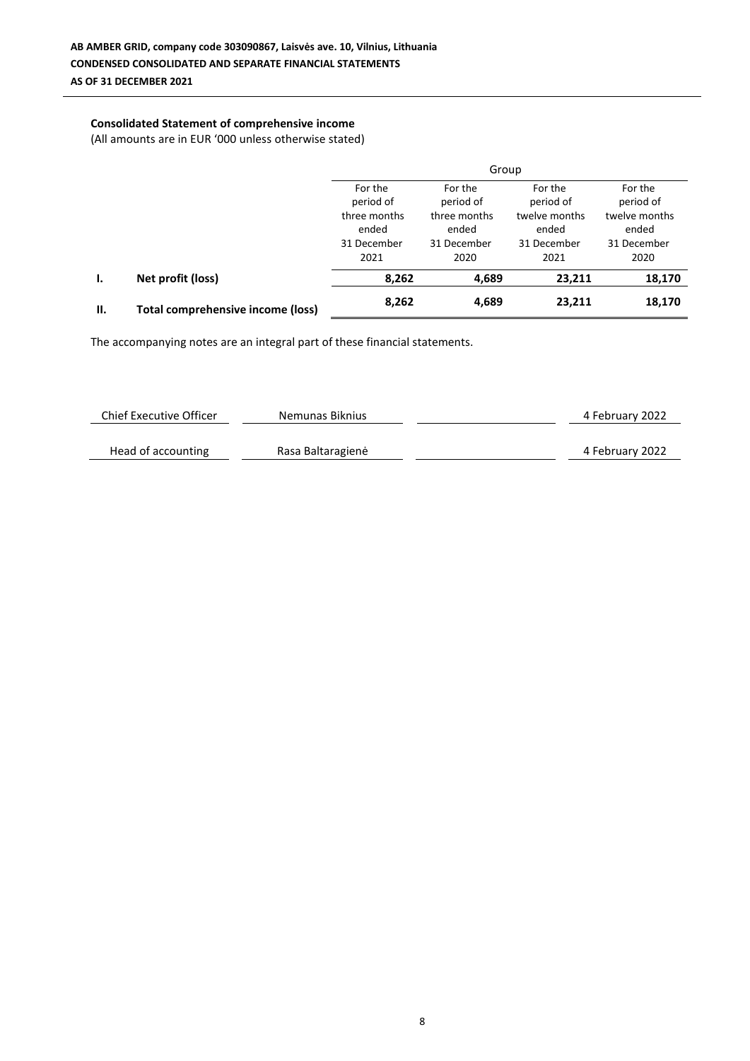**AB AMBER GRID, company code 303090867, Laisvės ave. 10, Vilnius, Lithuania**
**CONDENSED CONSOLIDATED AND SEPARATE FINANCIAL STATEMENTS**
**AS OF 31 DECEMBER 2021**

**Consolidated Statement of comprehensive income**

(All amounts are in EUR '000 unless otherwise stated)

| | | Group | | | |
|---|---|---|---|---|---|
| | | For the period of three months ended 31 December 2021 | For the period of three months ended 31 December 2020 | For the period of twelve months ended 31 December 2021 | For the period of twelve months ended 31 December 2020 |
| **I.** | **Net profit (loss)** | **8,262** | **4,689** | **23,211** | **18,170** |
| **II.** | **Total comprehensive income (loss)** | **8,262** | **4,689** | **23,211** | **18,170** |

The accompanying notes are an integral part of these financial statements.

| | | | |
|---|---|---|---|
| Chief Executive Officer | Nemunas Biknius | | 4 February 2022 |
| Head of accounting | Rasa Baltaragienė | | 4 February 2022 |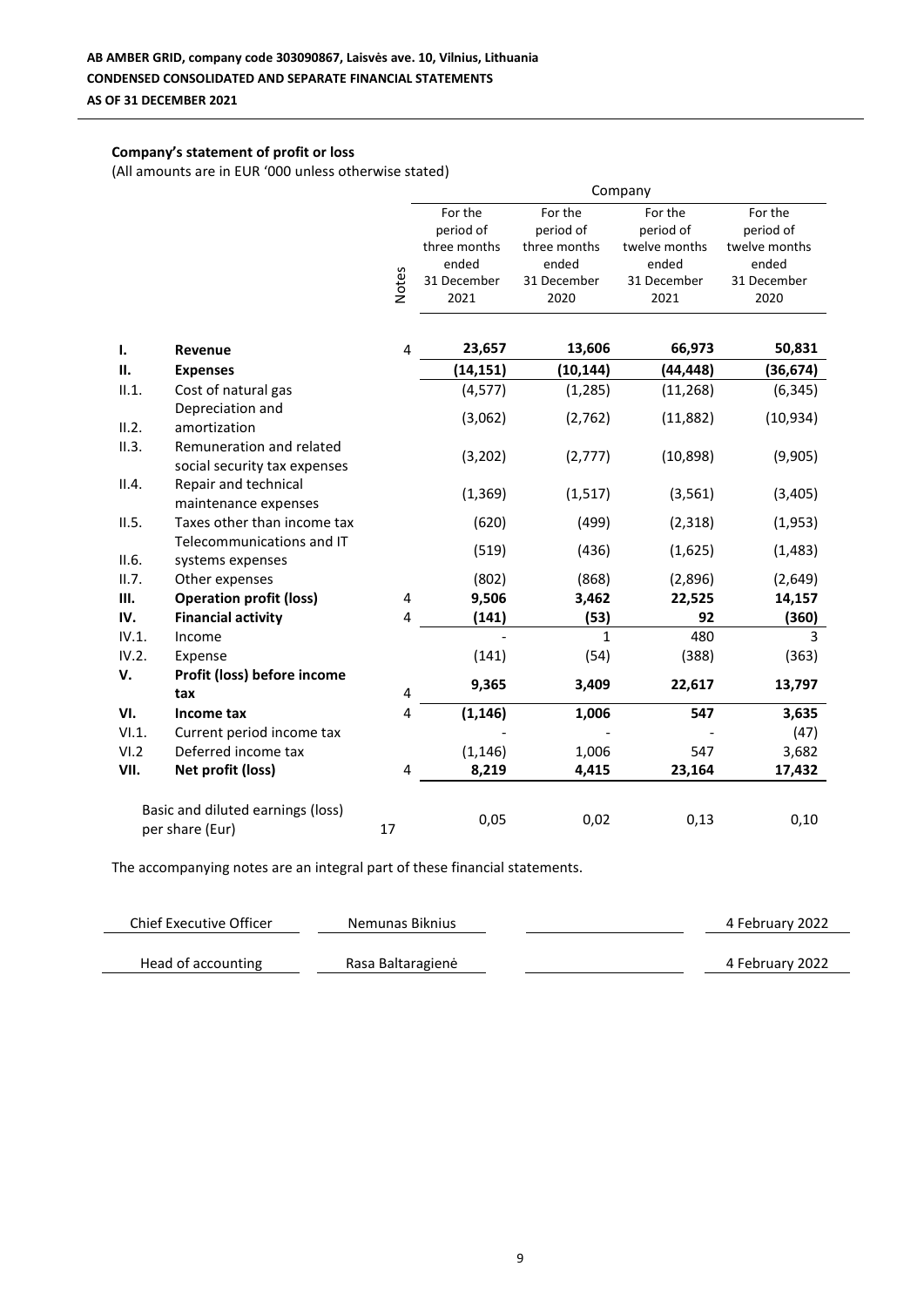**AB AMBER GRID, company code 303090867, Laisvės ave. 10, Vilnius, Lithuania**
**CONDENSED CONSOLIDATED AND SEPARATE FINANCIAL STATEMENTS**
**AS OF 31 DECEMBER 2021**

**Company's statement of profit or loss**
(All amounts are in EUR '000 unless otherwise stated)

| | | Notes | Company | | | |
|---|---|---|---|---|---|---|
| | | | For the period of three months ended 31 December 2021 | For the period of three months ended 31 December 2020 | For the period of twelve months ended 31 December 2021 | For the period of twelve months ended 31 December 2020 |
| **I.** | **Revenue** | 4 | **23,657** | **13,606** | **66,973** | **50,831** |
| **II.** | **Expenses** | | **(14,151)** | **(10,144)** | **(44,448)** | **(36,674)** |
| II.1. | Cost of natural gas | | (4,577) | (1,285) | (11,268) | (6,345) |
| II.2. | Depreciation and amortization | | (3,062) | (2,762) | (11,882) | (10,934) |
| II.3. | Remuneration and related social security tax expenses | | (3,202) | (2,777) | (10,898) | (9,905) |
| II.4. | Repair and technical maintenance expenses | | (1,369) | (1,517) | (3,561) | (3,405) |
| II.5. | Taxes other than income tax | | (620) | (499) | (2,318) | (1,953) |
| II.6. | Telecommunications and IT systems expenses | | (519) | (436) | (1,625) | (1,483) |
| II.7. | Other expenses | | (802) | (868) | (2,896) | (2,649) |
| **III.** | **Operation profit (loss)** | 4 | **9,506** | **3,462** | **22,525** | **14,157** |
| **IV.** | **Financial activity** | 4 | **(141)** | **(53)** | **92** | **(360)** |
| IV.1. | Income | | - | 1 | 480 | 3 |
| IV.2. | Expense | | (141) | (54) | (388) | (363) |
| **V.** | **Profit (loss) before income tax** | 4 | **9,365** | **3,409** | **22,617** | **13,797** |
| **VI.** | **Income tax** | 4 | **(1,146)** | **1,006** | **547** | **3,635** |
| VI.1. | Current period income tax | | - | - | - | (47) |
| VI.2 | Deferred income tax | | (1,146) | 1,006 | 547 | 3,682 |
| **VII.** | **Net profit (loss)** | 4 | **8,219** | **4,415** | **23,164** | **17,432** |
| | Basic and diluted earnings (loss) per share (Eur) | 17 | 0,05 | 0,02 | 0,13 | 0,10 |

The accompanying notes are an integral part of these financial statements.

| | | | |
|---|---|---|---|
| Chief Executive Officer | Nemunas Biknius | | 4 February 2022 |
| Head of accounting | Rasa Baltaragienė | | 4 February 2022 |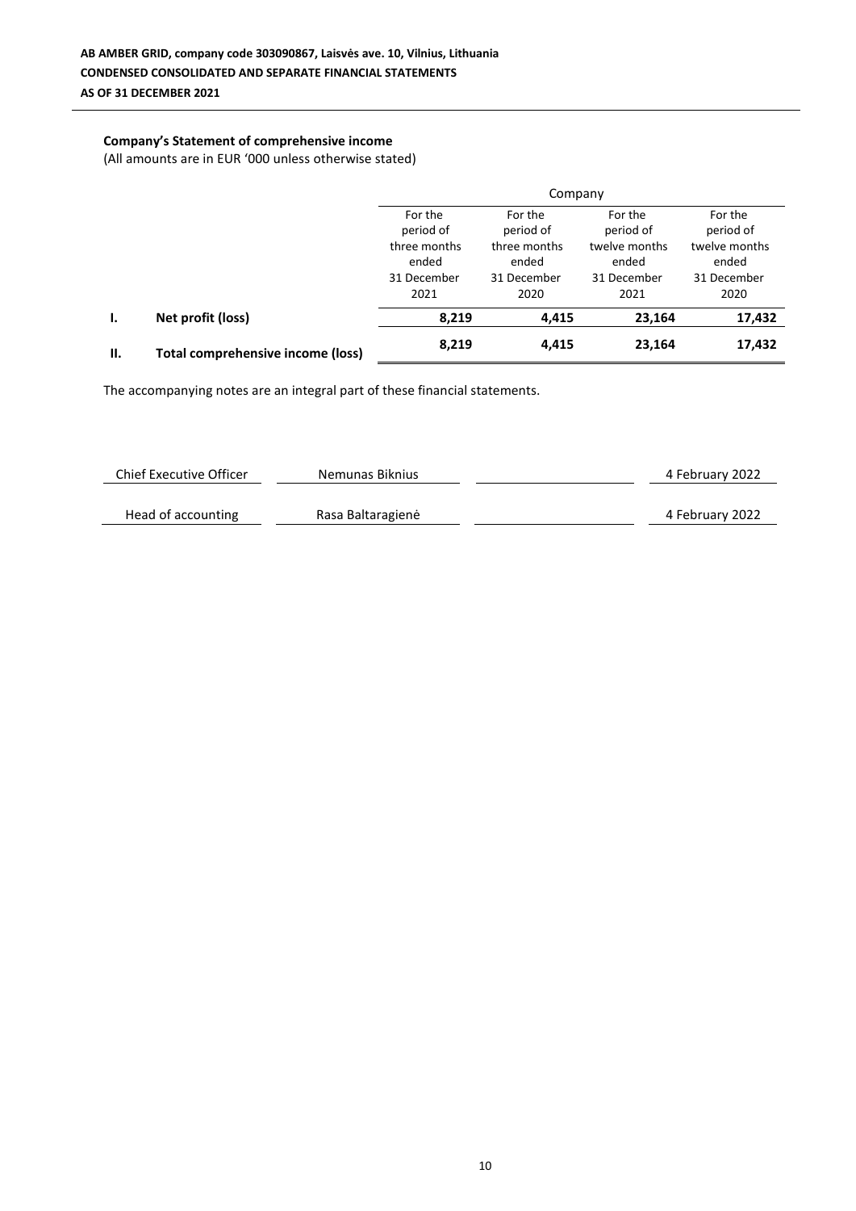### Company's Statement of comprehensive income

(All amounts are in EUR '000 unless otherwise stated)

| | | Company | | | |
|---|---|---|---|---|---|
| | | For the period of three months ended 31 December 2021 | For the period of three months ended 31 December 2020 | For the period of twelve months ended 31 December 2021 | For the period of twelve months ended 31 December 2020 |
| **I.** | **Net profit (loss)** | **8,219** | **4,415** | **23,164** | **17,432** |
| **II.** | **Total comprehensive income (loss)** | **8,219** | **4,415** | **23,164** | **17,432** |

The accompanying notes are an integral part of these financial statements.

| | | | |
|---|---|---|---|
| Chief Executive Officer | Nemunas Biknius | | 4 February 2022 |
| Head of accounting | Rasa Baltaragienė | | 4 February 2022 |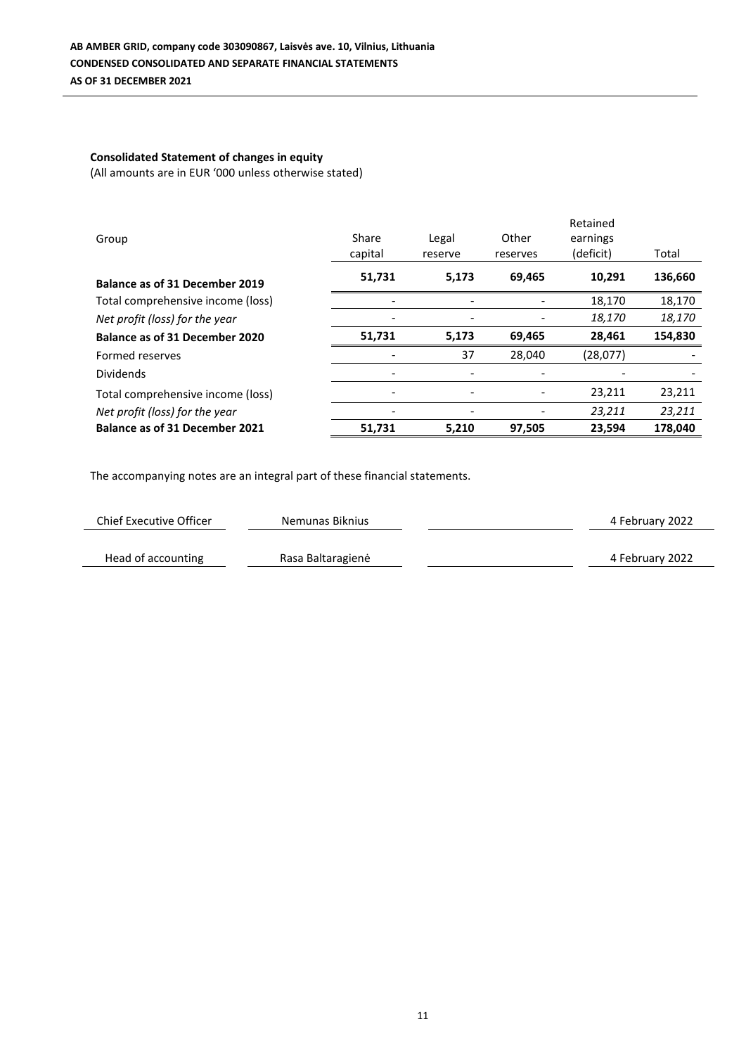**AB AMBER GRID, company code 303090867, Laisvės ave. 10, Vilnius, Lithuania**
**CONDENSED CONSOLIDATED AND SEPARATE FINANCIAL STATEMENTS**
**AS OF 31 DECEMBER 2021**

**Consolidated Statement of changes in equity**
(All amounts are in EUR '000 unless otherwise stated)

| Group | Share capital | Legal reserve | Other reserves | Retained earnings (deficit) | Total |
|---|---|---|---|---|---|
| **Balance as of 31 December 2019** | **51,731** | **5,173** | **69,465** | **10,291** | **136,660** |
| Total comprehensive income (loss) | - | - | - | 18,170 | 18,170 |
| *Net profit (loss) for the year* | - | - | - | *18,170* | *18,170* |
| **Balance as of 31 December 2020** | **51,731** | **5,173** | **69,465** | **28,461** | **154,830** |
| Formed reserves | - | 37 | 28,040 | (28,077) | - |
| Dividends | - | - | - | - | - |
| Total comprehensive income (loss) | - | - | - | 23,211 | 23,211 |
| *Net profit (loss) for the year* | - | - | - | *23,211* | *23,211* |
| **Balance as of 31 December 2021** | **51,731** | **5,210** | **97,505** | **23,594** | **178,040** |

The accompanying notes are an integral part of these financial statements.

| Chief Executive Officer | Nemunas Biknius | | 4 February 2022 |
|---|---|---|---|
| Head of accounting | Rasa Baltaragienė | | 4 February 2022 |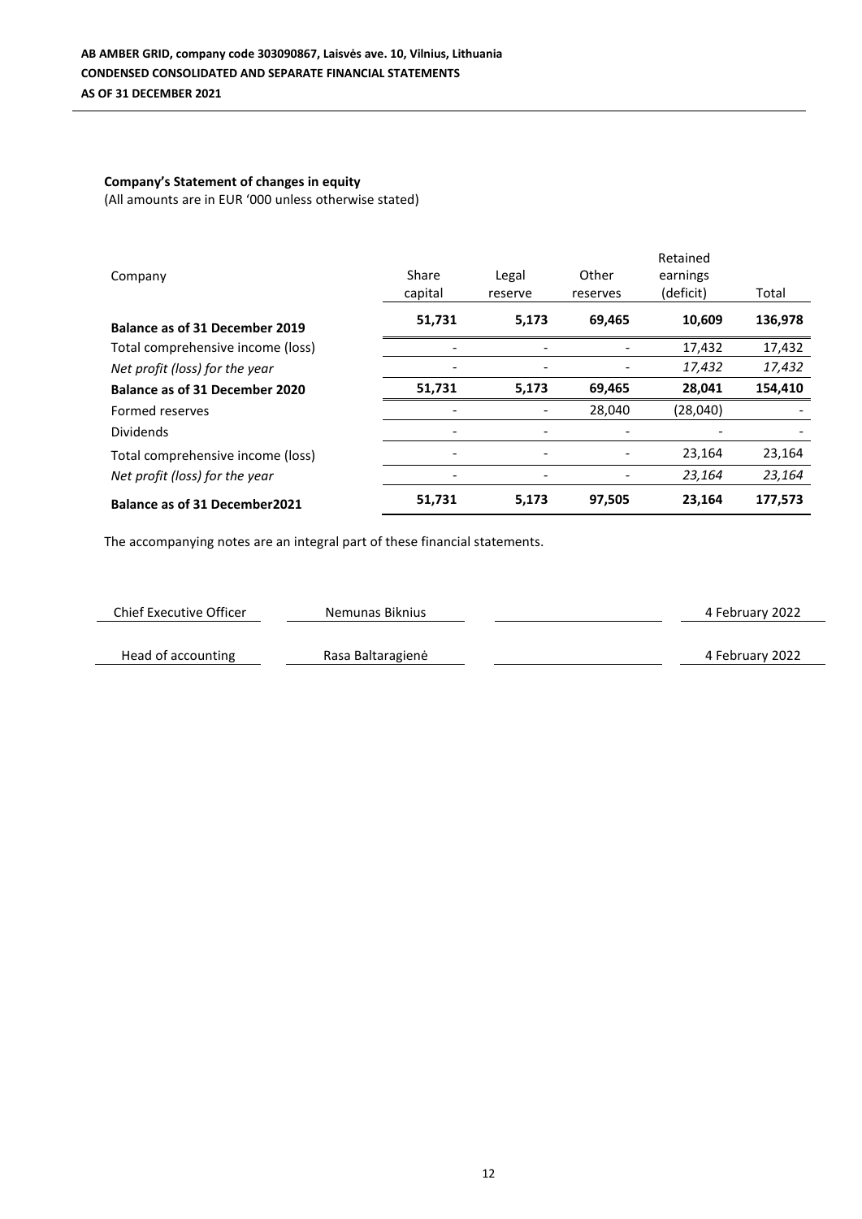**AB AMBER GRID, company code 303090867, Laisvės ave. 10, Vilnius, Lithuania**
**CONDENSED CONSOLIDATED AND SEPARATE FINANCIAL STATEMENTS**
**AS OF 31 DECEMBER 2021**

**Company's Statement of changes in equity**
(All amounts are in EUR '000 unless otherwise stated)

| Company | Share capital | Legal reserve | Other reserves | Retained earnings (deficit) | Total |
|---|---|---|---|---|---|
| **Balance as of 31 December 2019** | **51,731** | **5,173** | **69,465** | **10,609** | **136,978** |
| Total comprehensive income (loss) | - | - | - | 17,432 | 17,432 |
| *Net profit (loss) for the year* | - | - | - | *17,432* | *17,432* |
| **Balance as of 31 December 2020** | **51,731** | **5,173** | **69,465** | **28,041** | **154,410** |
| Formed reserves | - | - | 28,040 | (28,040) | - |
| Dividends | - | - | - | - | - |
| Total comprehensive income (loss) | - | - | - | 23,164 | 23,164 |
| *Net profit (loss) for the year* | - | - | - | *23,164* | *23,164* |
| **Balance as of 31 December2021** | **51,731** | **5,173** | **97,505** | **23,164** | **177,573** |

The accompanying notes are an integral part of these financial statements.

| Chief Executive Officer | Nemunas Biknius | | 4 February 2022 |
|---|---|---|---|
| Head of accounting | Rasa Baltaragienė | | 4 February 2022 |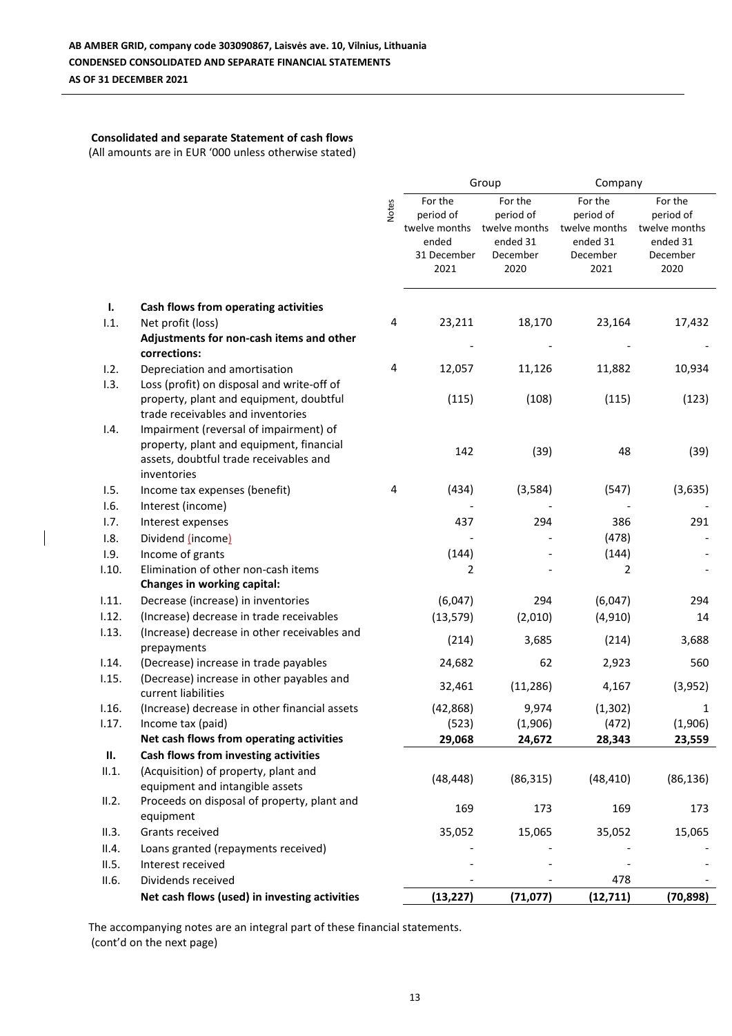AB AMBER GRID, company code 303090867, Laisvės ave. 10, Vilnius, Lithuania
CONDENSED CONSOLIDATED AND SEPARATE FINANCIAL STATEMENTS
AS OF 31 DECEMBER 2021

### Consolidated and separate Statement of cash flows

(All amounts are in EUR '000 unless otherwise stated)

| | | Notes | Group | | Company | |
|---|---|---|---|---|---|---|
| | | | For the period of twelve months ended 31 December 2021 | For the period of twelve months ended 31 December 2020 | For the period of twelve months ended 31 December 2021 | For the period of twelve months ended 31 December 2020 |
| **I.** | **Cash flows from operating activities** | | | | | |
| I.1. | Net profit (loss) | 4 | 23,211 | 18,170 | 23,164 | 17,432 |
| | **Adjustments for non-cash items and other corrections:** | | - | - | - | - |
| I.2. | Depreciation and amortisation | 4 | 12,057 | 11,126 | 11,882 | 10,934 |
| I.3. | Loss (profit) on disposal and write-off of property, plant and equipment, doubtful trade receivables and inventories | | (115) | (108) | (115) | (123) |
| I.4. | Impairment (reversal of impairment) of property, plant and equipment, financial assets, doubtful trade receivables and inventories | | 142 | (39) | 48 | (39) |
| I.5. | Income tax expenses (benefit) | 4 | (434) | (3,584) | (547) | (3,635) |
| I.6. | Interest (income) | | - | - | - | - |
| I.7. | Interest expenses | | 437 | 294 | 386 | 291 |
| I.8. | Dividend (income) | | - | - | (478) | - |
| I.9. | Income of grants | | (144) | - | (144) | - |
| I.10. | Elimination of other non-cash items | | 2 | - | 2 | - |
| | **Changes in working capital:** | | | | | |
| I.11. | Decrease (increase) in inventories | | (6,047) | 294 | (6,047) | 294 |
| I.12. | (Increase) decrease in trade receivables | | (13,579) | (2,010) | (4,910) | 14 |
| I.13. | (Increase) decrease in other receivables and prepayments | | (214) | 3,685 | (214) | 3,688 |
| I.14. | (Decrease) increase in trade payables | | 24,682 | 62 | 2,923 | 560 |
| I.15. | (Decrease) increase in other payables and current liabilities | | 32,461 | (11,286) | 4,167 | (3,952) |
| I.16. | (Increase) decrease in other financial assets | | (42,868) | 9,974 | (1,302) | 1 |
| I.17. | Income tax (paid) | | (523) | (1,906) | (472) | (1,906) |
| | **Net cash flows from operating activities** | | **29,068** | **24,672** | **28,343** | **23,559** |
| **II.** | **Cash flows from investing activities** | | | | | |
| II.1. | (Acquisition) of property, plant and equipment and intangible assets | | (48,448) | (86,315) | (48,410) | (86,136) |
| II.2. | Proceeds on disposal of property, plant and equipment | | 169 | 173 | 169 | 173 |
| II.3. | Grants received | | 35,052 | 15,065 | 35,052 | 15,065 |
| II.4. | Loans granted (repayments received) | | - | - | - | - |
| II.5. | Interest received | | - | - | - | - |
| II.6. | Dividends received | | - | - | 478 | - |
| | **Net cash flows (used) in investing activities** | | **(13,227)** | **(71,077)** | **(12,711)** | **(70,898)** |

The accompanying notes are an integral part of these financial statements.
(cont'd on the next page)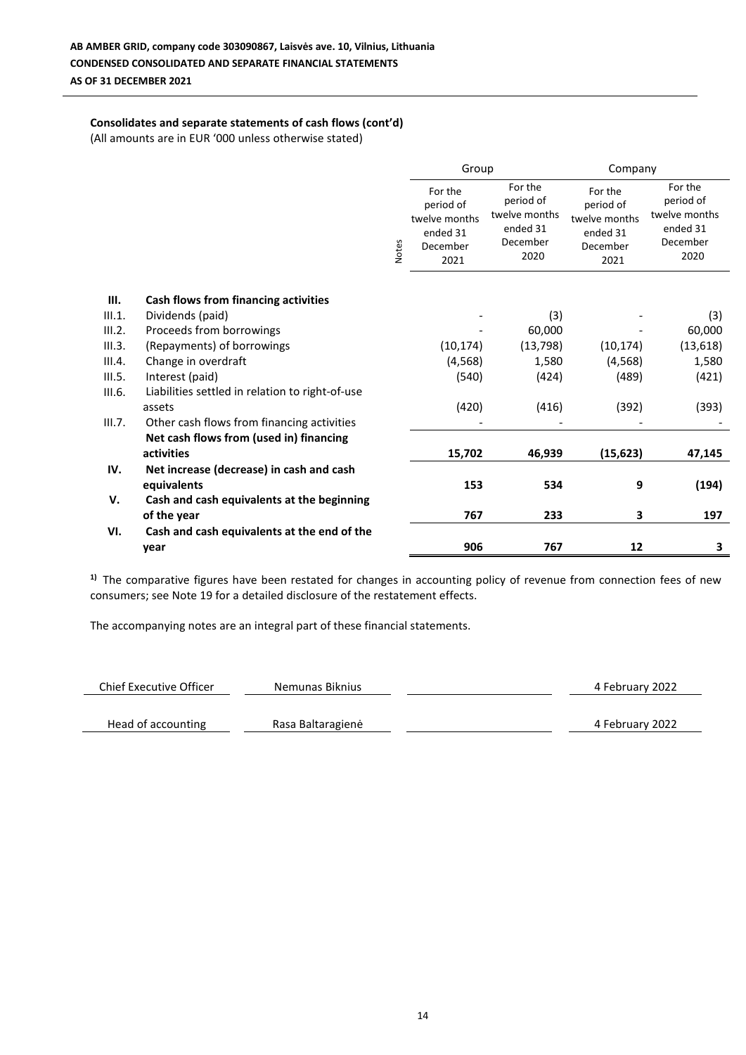**AB AMBER GRID, company code 303090867, Laisvės ave. 10, Vilnius, Lithuania**
**CONDENSED CONSOLIDATED AND SEPARATE FINANCIAL STATEMENTS**
**AS OF 31 DECEMBER 2021**

**Consolidates and separate statements of cash flows (cont'd)**
(All amounts are in EUR '000 unless otherwise stated)

| | | Notes | Group | | Company | |
|---|---|---|---|---|---|---|
| | | | For the period of twelve months ended 31 December 2021 | For the period of twelve months ended 31 December 2020 | For the period of twelve months ended 31 December 2021 | For the period of twelve months ended 31 December 2020 |
| **III.** | **Cash flows from financing activities** | | | | | |
| III.1. | Dividends (paid) | | - | (3) | - | (3) |
| III.2. | Proceeds from borrowings | | - | 60,000 | - | 60,000 |
| III.3. | (Repayments) of borrowings | | (10,174) | (13,798) | (10,174) | (13,618) |
| III.4. | Change in overdraft | | (4,568) | 1,580 | (4,568) | 1,580 |
| III.5. | Interest (paid) | | (540) | (424) | (489) | (421) |
| III.6. | Liabilities settled in relation to right-of-use assets | | (420) | (416) | (392) | (393) |
| III.7. | Other cash flows from financing activities | | - | - | - | - |
| | **Net cash flows from (used in) financing activities** | | **15,702** | **46,939** | **(15,623)** | **47,145** |
| **IV.** | **Net increase (decrease) in cash and cash equivalents** | | **153** | **534** | **9** | **(194)** |
| **V.** | **Cash and cash equivalents at the beginning of the year** | | **767** | **233** | **3** | **197** |
| **VI.** | **Cash and cash equivalents at the end of the year** | | **906** | **767** | **12** | **3** |

[1)] The comparative figures have been restated for changes in accounting policy of revenue from connection fees of new consumers; see Note 19 for a detailed disclosure of the restatement effects.

The accompanying notes are an integral part of these financial statements.

| | | | |
|---|---|---|---|
| Chief Executive Officer | Nemunas Biknius | | 4 February 2022 |
| Head of accounting | Rasa Baltaragienė | | 4 February 2022 |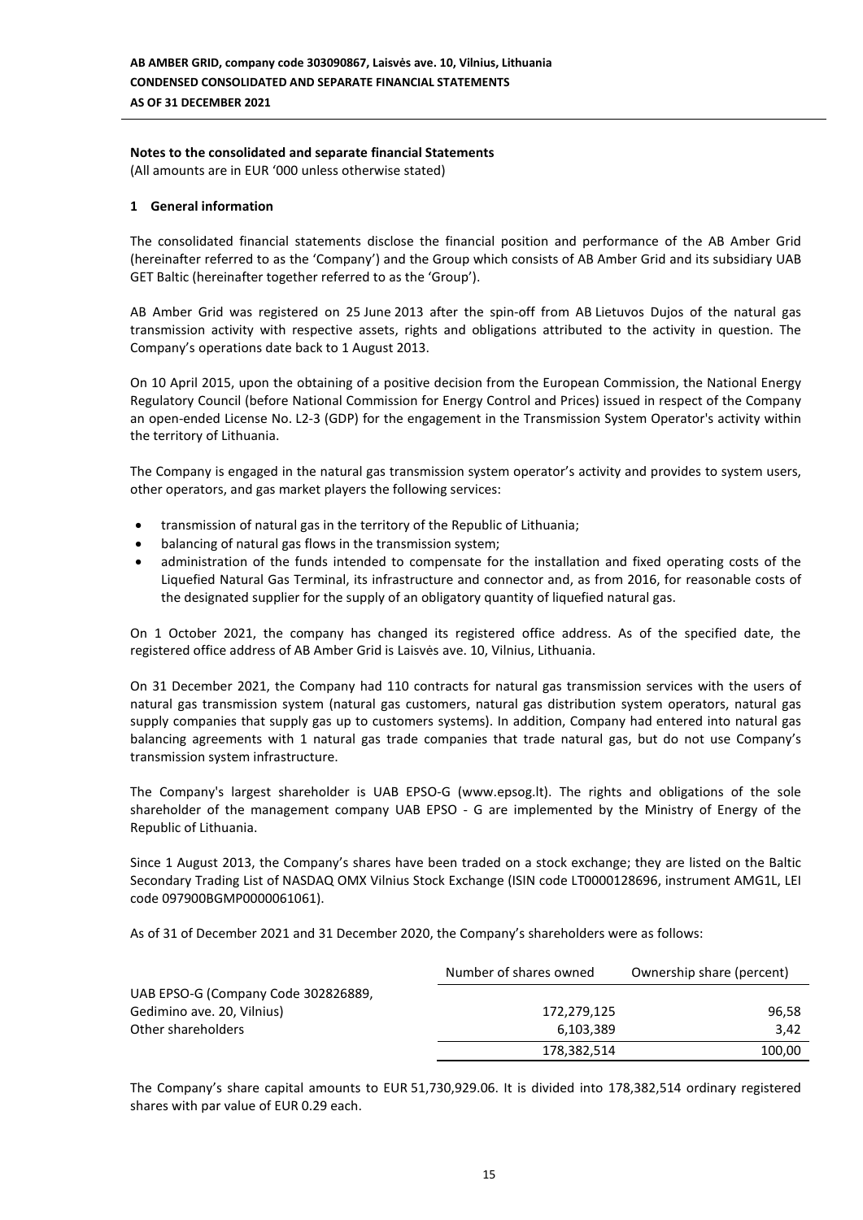**Notes to the consolidated and separate financial Statements**

(All amounts are in EUR '000 unless otherwise stated)

## 1 General information

The consolidated financial statements disclose the financial position and performance of the AB Amber Grid (hereinafter referred to as the 'Company') and the Group which consists of AB Amber Grid and its subsidiary UAB GET Baltic (hereinafter together referred to as the 'Group').

AB Amber Grid was registered on 25 June 2013 after the spin-off from AB Lietuvos Dujos of the natural gas transmission activity with respective assets, rights and obligations attributed to the activity in question. The Company's operations date back to 1 August 2013.

On 10 April 2015, upon the obtaining of a positive decision from the European Commission, the National Energy Regulatory Council (before National Commission for Energy Control and Prices) issued in respect of the Company an open-ended License No. L2-3 (GDP) for the engagement in the Transmission System Operator's activity within the territory of Lithuania.

The Company is engaged in the natural gas transmission system operator's activity and provides to system users, other operators, and gas market players the following services:

- transmission of natural gas in the territory of the Republic of Lithuania;
- balancing of natural gas flows in the transmission system;
- administration of the funds intended to compensate for the installation and fixed operating costs of the Liquefied Natural Gas Terminal, its infrastructure and connector and, as from 2016, for reasonable costs of the designated supplier for the supply of an obligatory quantity of liquefied natural gas.

On 1 October 2021, the company has changed its registered office address. As of the specified date, the registered office address of AB Amber Grid is Laisvės ave. 10, Vilnius, Lithuania.

On 31 December 2021, the Company had 110 contracts for natural gas transmission services with the users of natural gas transmission system (natural gas customers, natural gas distribution system operators, natural gas supply companies that supply gas up to customers systems). In addition, Company had entered into natural gas balancing agreements with 1 natural gas trade companies that trade natural gas, but do not use Company's transmission system infrastructure.

The Company's largest shareholder is UAB EPSO-G (www.epsog.lt). The rights and obligations of the sole shareholder of the management company UAB EPSO - G are implemented by the Ministry of Energy of the Republic of Lithuania.

Since 1 August 2013, the Company's shares have been traded on a stock exchange; they are listed on the Baltic Secondary Trading List of NASDAQ OMX Vilnius Stock Exchange (ISIN code LT0000128696, instrument AMG1L, LEI code 097900BGMP0000061061).

As of 31 of December 2021 and 31 December 2020, the Company's shareholders were as follows:

| | Number of shares owned | Ownership share (percent) |
|---|---|---|
| UAB EPSO-G (Company Code 302826889, Gedimino ave. 20, Vilnius) | 172,279,125 | 96,58 |
| Other shareholders | 6,103,389 | 3,42 |
| | 178,382,514 | 100,00 |

The Company's share capital amounts to EUR 51,730,929.06. It is divided into 178,382,514 ordinary registered shares with par value of EUR 0.29 each.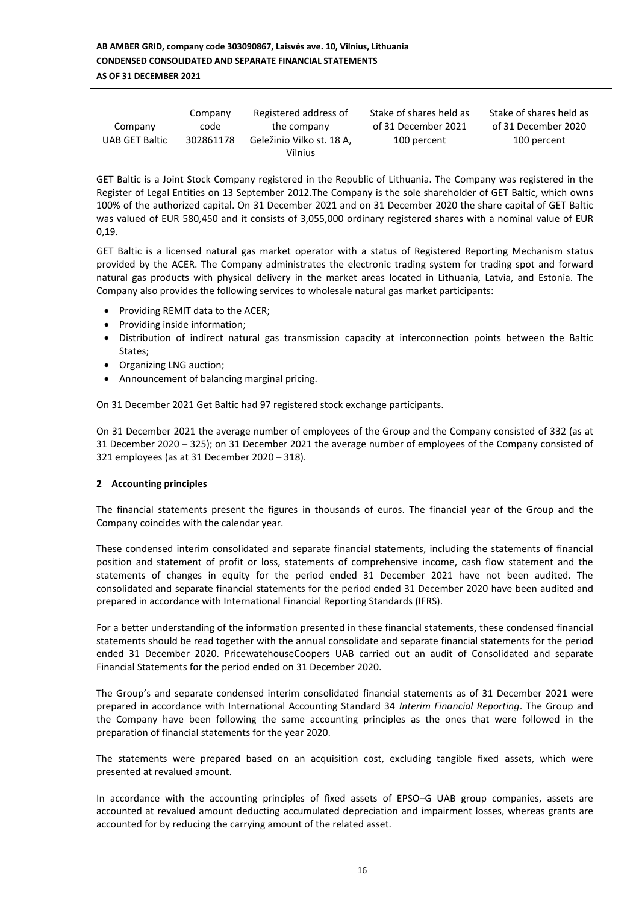| Company | Company code | Registered address of the company | Stake of shares held as of 31 December 2021 | Stake of shares held as of 31 December 2020 |
|---|---|---|---|---|
| UAB GET Baltic | 302861178 | Geležinio Vilko st. 18 A, Vilnius | 100 percent | 100 percent |

GET Baltic is a Joint Stock Company registered in the Republic of Lithuania. The Company was registered in the Register of Legal Entities on 13 September 2012.The Company is the sole shareholder of GET Baltic, which owns 100% of the authorized capital. On 31 December 2021 and on 31 December 2020 the share capital of GET Baltic was valued of EUR 580,450 and it consists of 3,055,000 ordinary registered shares with a nominal value of EUR 0,19.

GET Baltic is a licensed natural gas market operator with a status of Registered Reporting Mechanism status provided by the ACER. The Company administrates the electronic trading system for trading spot and forward natural gas products with physical delivery in the market areas located in Lithuania, Latvia, and Estonia. The Company also provides the following services to wholesale natural gas market participants:

- Providing REMIT data to the ACER;
- Providing inside information;
- Distribution of indirect natural gas transmission capacity at interconnection points between the Baltic States;
- Organizing LNG auction;
- Announcement of balancing marginal pricing.

On 31 December 2021 Get Baltic had 97 registered stock exchange participants.

On 31 December 2021 the average number of employees of the Group and the Company consisted of 332 (as at 31 December 2020 – 325); on 31 December 2021 the average number of employees of the Company consisted of 321 employees (as at 31 December 2020 – 318).

## 2 Accounting principles

The financial statements present the figures in thousands of euros. The financial year of the Group and the Company coincides with the calendar year.

These condensed interim consolidated and separate financial statements, including the statements of financial position and statement of profit or loss, statements of comprehensive income, cash flow statement and the statements of changes in equity for the period ended 31 December 2021 have not been audited. The consolidated and separate financial statements for the period ended 31 December 2020 have been audited and prepared in accordance with International Financial Reporting Standards (IFRS).

For a better understanding of the information presented in these financial statements, these condensed financial statements should be read together with the annual consolidate and separate financial statements for the period ended 31 December 2020. PricewatehouseCoopers UAB carried out an audit of Consolidated and separate Financial Statements for the period ended on 31 December 2020.

The Group's and separate condensed interim consolidated financial statements as of 31 December 2021 were prepared in accordance with International Accounting Standard 34 *Interim Financial Reporting*. The Group and the Company have been following the same accounting principles as the ones that were followed in the preparation of financial statements for the year 2020.

The statements were prepared based on an acquisition cost, excluding tangible fixed assets, which were presented at revalued amount.

In accordance with the accounting principles of fixed assets of EPSO–G UAB group companies, assets are accounted at revalued amount deducting accumulated depreciation and impairment losses, whereas grants are accounted for by reducing the carrying amount of the related asset.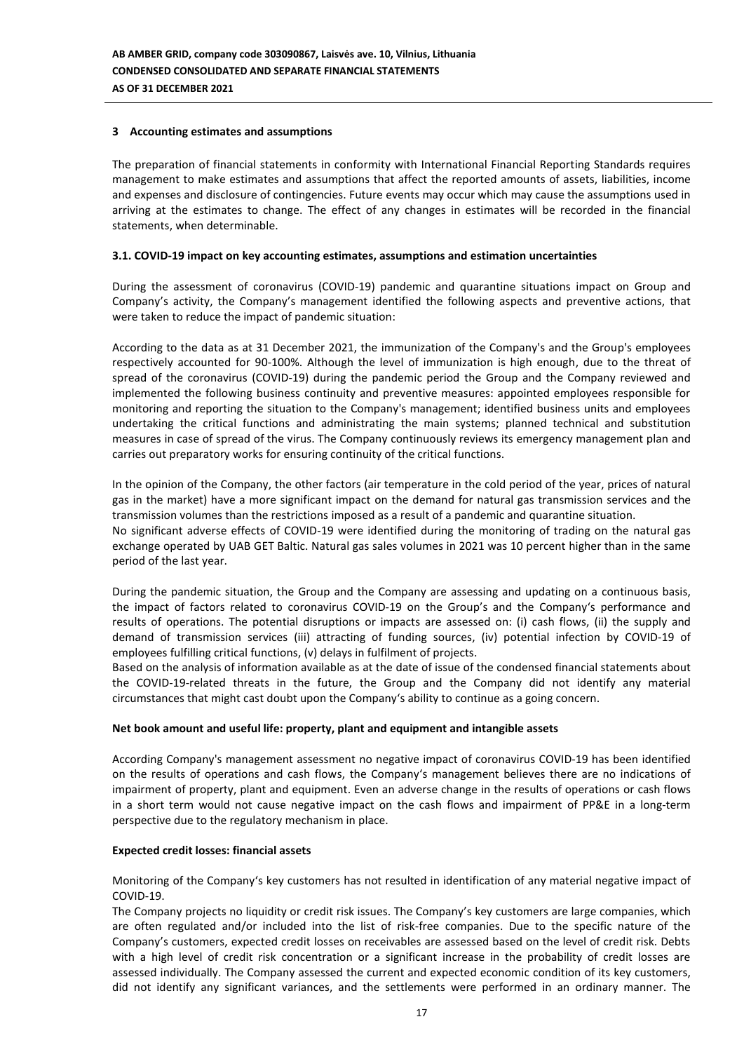## 3 Accounting estimates and assumptions

The preparation of financial statements in conformity with International Financial Reporting Standards requires management to make estimates and assumptions that affect the reported amounts of assets, liabilities, income and expenses and disclosure of contingencies. Future events may occur which may cause the assumptions used in arriving at the estimates to change. The effect of any changes in estimates will be recorded in the financial statements, when determinable.

### 3.1. COVID-19 impact on key accounting estimates, assumptions and estimation uncertainties

During the assessment of coronavirus (COVID-19) pandemic and quarantine situations impact on Group and Company's activity, the Company's management identified the following aspects and preventive actions, that were taken to reduce the impact of pandemic situation:

According to the data as at 31 December 2021, the immunization of the Company's and the Group's employees respectively accounted for 90-100%. Although the level of immunization is high enough, due to the threat of spread of the coronavirus (COVID-19) during the pandemic period the Group and the Company reviewed and implemented the following business continuity and preventive measures: appointed employees responsible for monitoring and reporting the situation to the Company's management; identified business units and employees undertaking the critical functions and administrating the main systems; planned technical and substitution measures in case of spread of the virus. The Company continuously reviews its emergency management plan and carries out preparatory works for ensuring continuity of the critical functions.

In the opinion of the Company, the other factors (air temperature in the cold period of the year, prices of natural gas in the market) have a more significant impact on the demand for natural gas transmission services and the transmission volumes than the restrictions imposed as a result of a pandemic and quarantine situation.
No significant adverse effects of COVID-19 were identified during the monitoring of trading on the natural gas exchange operated by UAB GET Baltic. Natural gas sales volumes in 2021 was 10 percent higher than in the same period of the last year.

During the pandemic situation, the Group and the Company are assessing and updating on a continuous basis, the impact of factors related to coronavirus COVID-19 on the Group's and the Company's performance and results of operations. The potential disruptions or impacts are assessed on: (i) cash flows, (ii) the supply and demand of transmission services (iii) attracting of funding sources, (iv) potential infection by COVID-19 of employees fulfilling critical functions, (v) delays in fulfilment of projects.
Based on the analysis of information available as at the date of issue of the condensed financial statements about the COVID-19-related threats in the future, the Group and the Company did not identify any material circumstances that might cast doubt upon the Company's ability to continue as a going concern.

**Net book amount and useful life: property, plant and equipment and intangible assets**

According Company's management assessment no negative impact of coronavirus COVID-19 has been identified on the results of operations and cash flows, the Company's management believes there are no indications of impairment of property, plant and equipment. Even an adverse change in the results of operations or cash flows in a short term would not cause negative impact on the cash flows and impairment of PP&E in a long-term perspective due to the regulatory mechanism in place.

**Expected credit losses: financial assets**

Monitoring of the Company's key customers has not resulted in identification of any material negative impact of COVID-19.
The Company projects no liquidity or credit risk issues. The Company's key customers are large companies, which are often regulated and/or included into the list of risk-free companies. Due to the specific nature of the Company's customers, expected credit losses on receivables are assessed based on the level of credit risk. Debts with a high level of credit risk concentration or a significant increase in the probability of credit losses are assessed individually. The Company assessed the current and expected economic condition of its key customers, did not identify any significant variances, and the settlements were performed in an ordinary manner. The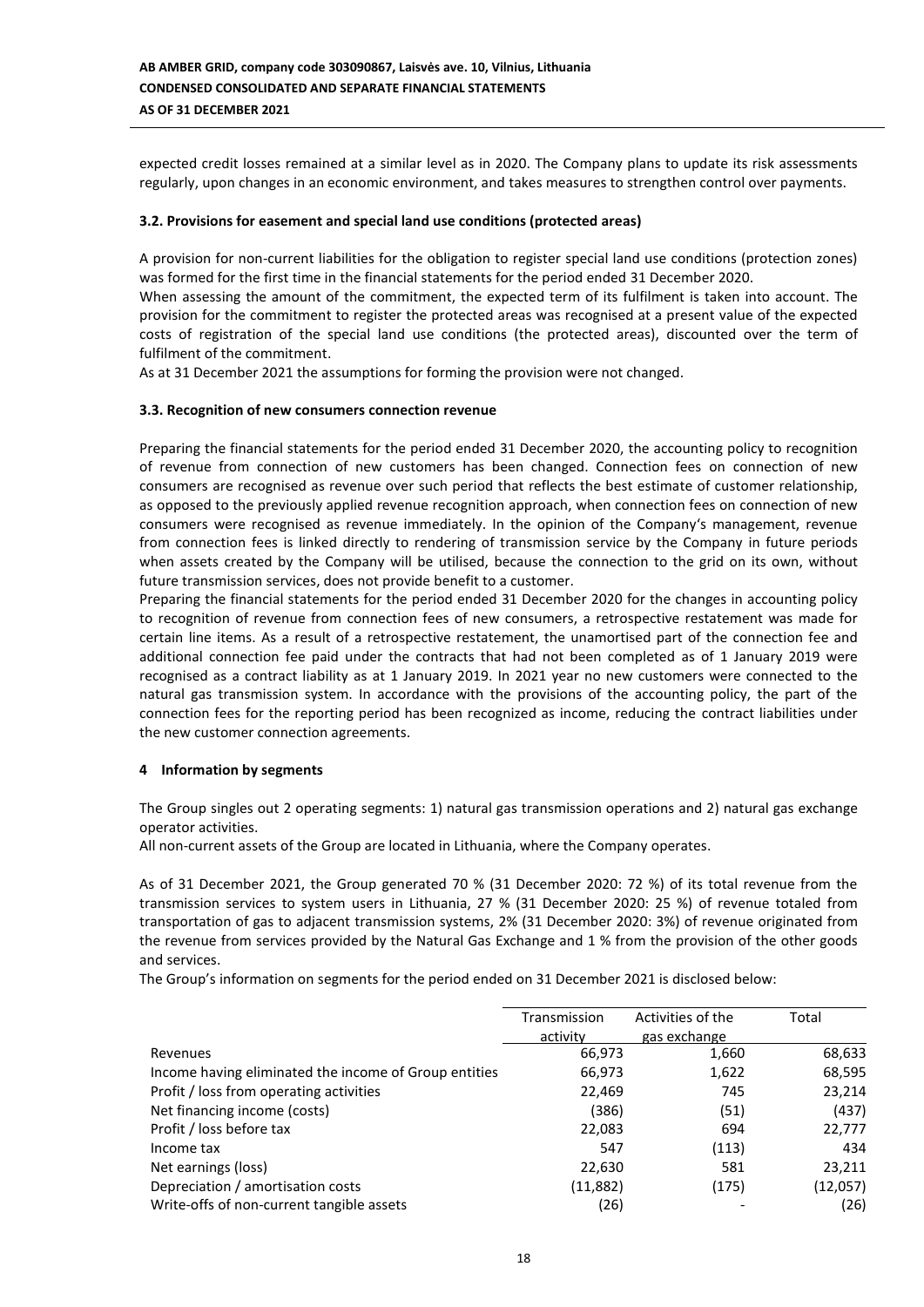expected credit losses remained at a similar level as in 2020. The Company plans to update its risk assessments regularly, upon changes in an economic environment, and takes measures to strengthen control over payments.

### 3.2. Provisions for easement and special land use conditions (protected areas)

A provision for non-current liabilities for the obligation to register special land use conditions (protection zones) was formed for the first time in the financial statements for the period ended 31 December 2020.

When assessing the amount of the commitment, the expected term of its fulfilment is taken into account. The provision for the commitment to register the protected areas was recognised at a present value of the expected costs of registration of the special land use conditions (the protected areas), discounted over the term of fulfilment of the commitment.

As at 31 December 2021 the assumptions for forming the provision were not changed.

### 3.3. Recognition of new consumers connection revenue

Preparing the financial statements for the period ended 31 December 2020, the accounting policy to recognition of revenue from connection of new customers has been changed. Connection fees on connection of new consumers are recognised as revenue over such period that reflects the best estimate of customer relationship, as opposed to the previously applied revenue recognition approach, when connection fees on connection of new consumers were recognised as revenue immediately. In the opinion of the Company's management, revenue from connection fees is linked directly to rendering of transmission service by the Company in future periods when assets created by the Company will be utilised, because the connection to the grid on its own, without future transmission services, does not provide benefit to a customer.

Preparing the financial statements for the period ended 31 December 2020 for the changes in accounting policy to recognition of revenue from connection fees of new consumers, a retrospective restatement was made for certain line items. As a result of a retrospective restatement, the unamortised part of the connection fee and additional connection fee paid under the contracts that had not been completed as of 1 January 2019 were recognised as a contract liability as at 1 January 2019. In 2021 year no new customers were connected to the natural gas transmission system. In accordance with the provisions of the accounting policy, the part of the connection fees for the reporting period has been recognized as income, reducing the contract liabilities under the new customer connection agreements.

## 4 Information by segments

The Group singles out 2 operating segments: 1) natural gas transmission operations and 2) natural gas exchange operator activities.

All non-current assets of the Group are located in Lithuania, where the Company operates.

As of 31 December 2021, the Group generated 70 % (31 December 2020: 72 %) of its total revenue from the transmission services to system users in Lithuania, 27 % (31 December 2020: 25 %) of revenue totaled from transportation of gas to adjacent transmission systems, 2% (31 December 2020: 3%) of revenue originated from the revenue from services provided by the Natural Gas Exchange and 1 % from the provision of the other goods and services.

The Group's information on segments for the period ended on 31 December 2021 is disclosed below:

| | Transmission activity | Activities of the gas exchange | Total |
|---|---|---|---|
| Revenues | 66,973 | 1,660 | 68,633 |
| Income having eliminated the income of Group entities | 66,973 | 1,622 | 68,595 |
| Profit / loss from operating activities | 22,469 | 745 | 23,214 |
| Net financing income (costs) | (386) | (51) | (437) |
| Profit / loss before tax | 22,083 | 694 | 22,777 |
| Income tax | 547 | (113) | 434 |
| Net earnings (loss) | 22,630 | 581 | 23,211 |
| Depreciation / amortisation costs | (11,882) | (175) | (12,057) |
| Write-offs of non-current tangible assets | (26) | - | (26) |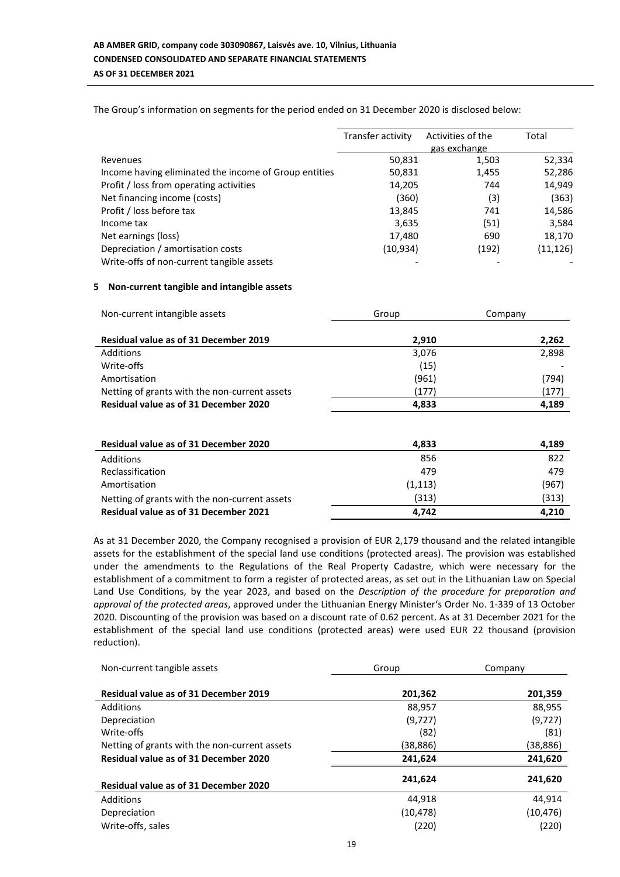The Group's information on segments for the period ended on 31 December 2020 is disclosed below:

| | Transfer activity | Activities of the gas exchange | Total |
|---|---|---|---|
| Revenues | 50,831 | 1,503 | 52,334 |
| Income having eliminated the income of Group entities | 50,831 | 1,455 | 52,286 |
| Profit / loss from operating activities | 14,205 | 744 | 14,949 |
| Net financing income (costs) | (360) | (3) | (363) |
| Profit / loss before tax | 13,845 | 741 | 14,586 |
| Income tax | 3,635 | (51) | 3,584 |
| Net earnings (loss) | 17,480 | 690 | 18,170 |
| Depreciation / amortisation costs | (10,934) | (192) | (11,126) |
| Write-offs of non-current tangible assets | - | - | - |

## 5 Non-current tangible and intangible assets

| Non-current intangible assets | Group | Company |
|---|---|---|
| **Residual value as of 31 December 2019** | **2,910** | **2,262** |
| Additions | 3,076 | 2,898 |
| Write-offs | (15) | - |
| Amortisation | (961) | (794) |
| Netting of grants with the non-current assets | (177) | (177) |
| **Residual value as of 31 December 2020** | **4,833** | **4,189** |
| | | |
| **Residual value as of 31 December 2020** | **4,833** | **4,189** |
| Additions | 856 | 822 |
| Reclassification | 479 | 479 |
| Amortisation | (1,113) | (967) |
| Netting of grants with the non-current assets | (313) | (313) |
| **Residual value as of 31 December 2021** | **4,742** | **4,210** |

As at 31 December 2020, the Company recognised a provision of EUR 2,179 thousand and the related intangible assets for the establishment of the special land use conditions (protected areas). The provision was established under the amendments to the Regulations of the Real Property Cadastre, which were necessary for the establishment of a commitment to form a register of protected areas, as set out in the Lithuanian Law on Special Land Use Conditions, by the year 2023, and based on the *Description of the procedure for preparation and approval of the protected areas*, approved under the Lithuanian Energy Minister's Order No. 1-339 of 13 October 2020. Discounting of the provision was based on a discount rate of 0.62 percent. As at 31 December 2021 for the establishment of the special land use conditions (protected areas) were used EUR 22 thousand (provision reduction).

| Non-current tangible assets | Group | Company |
|---|---|---|
| **Residual value as of 31 December 2019** | **201,362** | **201,359** |
| Additions | 88,957 | 88,955 |
| Depreciation | (9,727) | (9,727) |
| Write-offs | (82) | (81) |
| Netting of grants with the non-current assets | (38,886) | (38,886) |
| **Residual value as of 31 December 2020** | **241,624** | **241,620** |
| **Residual value as of 31 December 2020** | **241,624** | **241,620** |
| Additions | 44,918 | 44,914 |
| Depreciation | (10,478) | (10,476) |
| Write-offs, sales | (220) | (220) |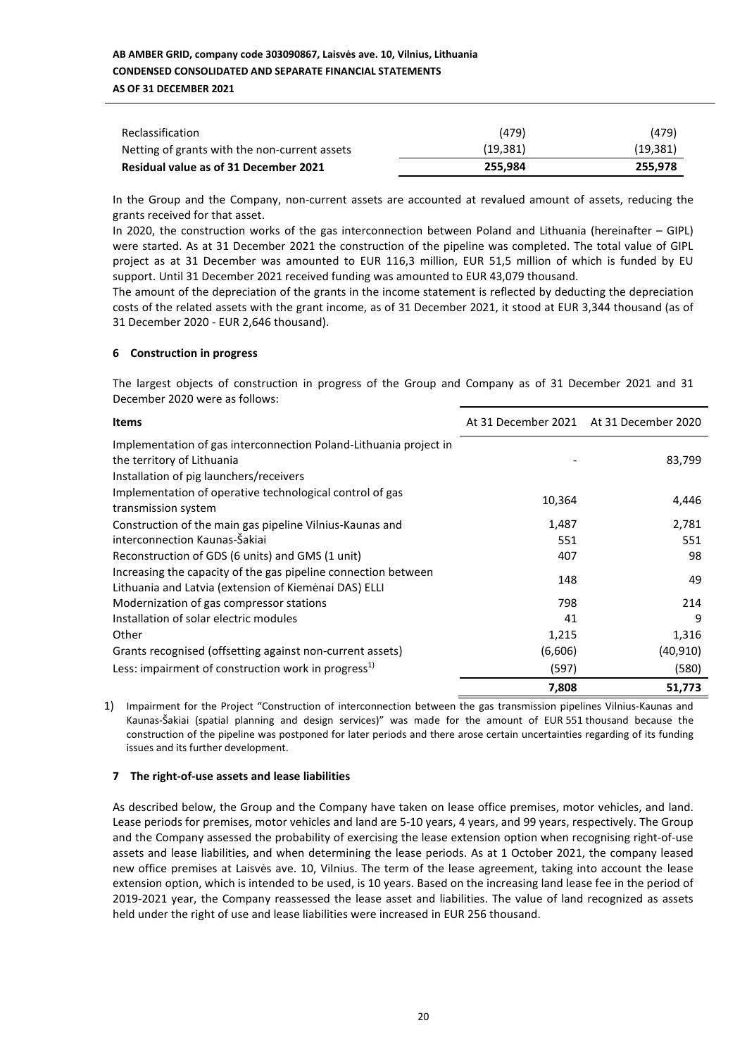| | | |
|---|---|---|
| Reclassification | (479) | (479) |
| Netting of grants with the non-current assets | (19,381) | (19,381) |
| **Residual value as of 31 December 2021** | **255,984** | **255,978** |

In the Group and the Company, non-current assets are accounted at revalued amount of assets, reducing the grants received for that asset.

In 2020, the construction works of the gas interconnection between Poland and Lithuania (hereinafter – GIPL) were started. As at 31 December 2021 the construction of the pipeline was completed. The total value of GIPL project as at 31 December was amounted to EUR 116,3 million, EUR 51,5 million of which is funded by EU support. Until 31 December 2021 received funding was amounted to EUR 43,079 thousand.

The amount of the depreciation of the grants in the income statement is reflected by deducting the depreciation costs of the related assets with the grant income, as of 31 December 2021, it stood at EUR 3,344 thousand (as of 31 December 2020 - EUR 2,646 thousand).

### 6 Construction in progress

The largest objects of construction in progress of the Group and Company as of 31 December 2021 and 31 December 2020 were as follows:

| Items | At 31 December 2021 | At 31 December 2020 |
|---|---|---|
| Implementation of gas interconnection Poland-Lithuania project in the territory of Lithuania | - | 83,799 |
| Installation of pig launchers/receivers | | |
| Implementation of operative technological control of gas transmission system | 10,364 | 4,446 |
| Construction of the main gas pipeline Vilnius-Kaunas and | 1,487 | 2,781 |
| interconnection Kaunas-Šakiai | 551 | 551 |
| Reconstruction of GDS (6 units) and GMS (1 unit) | 407 | 98 |
| Increasing the capacity of the gas pipeline connection between Lithuania and Latvia (extension of Kiemėnai DAS) ELLI | 148 | 49 |
| Modernization of gas compressor stations | 798 | 214 |
| Installation of solar electric modules | 41 | 9 |
| Other | 1,215 | 1,316 |
| Grants recognised (offsetting against non-current assets) | (6,606) | (40,910) |
| Less: impairment of construction work in progress[1)] | (597) | (580) |
| | **7,808** | **51,773** |

1) Impairment for the Project "Construction of interconnection between the gas transmission pipelines Vilnius-Kaunas and Kaunas-Šakiai (spatial planning and design services)" was made for the amount of EUR 551 thousand because the construction of the pipeline was postponed for later periods and there arose certain uncertainties regarding of its funding issues and its further development.

### 7 The right-of-use assets and lease liabilities

As described below, the Group and the Company have taken on lease office premises, motor vehicles, and land. Lease periods for premises, motor vehicles and land are 5-10 years, 4 years, and 99 years, respectively. The Group and the Company assessed the probability of exercising the lease extension option when recognising right-of-use assets and lease liabilities, and when determining the lease periods. As at 1 October 2021, the company leased new office premises at Laisvės ave. 10, Vilnius. The term of the lease agreement, taking into account the lease extension option, which is intended to be used, is 10 years. Based on the increasing land lease fee in the period of 2019-2021 year, the Company reassessed the lease asset and liabilities. The value of land recognized as assets held under the right of use and lease liabilities were increased in EUR 256 thousand.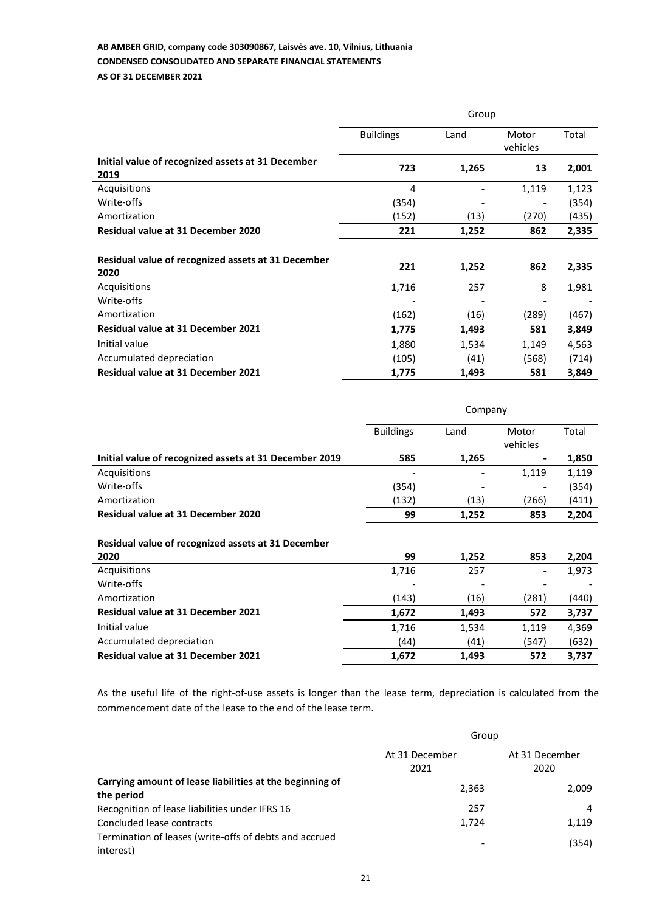| | Group | | | |
|---|---|---|---|---|
| | Buildings | Land | Motor vehicles | Total |
| **Initial value of recognized assets at 31 December 2019** | **723** | **1,265** | **13** | **2,001** |
| Acquisitions | 4 | - | 1,119 | 1,123 |
| Write-offs | (354) | - | - | (354) |
| Amortization | (152) | (13) | (270) | (435) |
| **Residual value at 31 December 2020** | **221** | **1,252** | **862** | **2,335** |
| **Residual value of recognized assets at 31 December 2020** | **221** | **1,252** | **862** | **2,335** |
| Acquisitions | 1,716 | 257 | 8 | 1,981 |
| Write-offs | - | - | - | - |
| Amortization | (162) | (16) | (289) | (467) |
| **Residual value at 31 December 2021** | **1,775** | **1,493** | **581** | **3,849** |
| Initial value | 1,880 | 1,534 | 1,149 | 4,563 |
| Accumulated depreciation | (105) | (41) | (568) | (714) |
| **Residual value at 31 December 2021** | **1,775** | **1,493** | **581** | **3,849** |

| | Company | | | |
|---|---|---|---|---|
| | Buildings | Land | Motor vehicles | Total |
| **Initial value of recognized assets at 31 December 2019** | **585** | **1,265** | **-** | **1,850** |
| Acquisitions | - | - | 1,119 | 1,119 |
| Write-offs | (354) | - | - | (354) |
| Amortization | (132) | (13) | (266) | (411) |
| **Residual value at 31 December 2020** | **99** | **1,252** | **853** | **2,204** |
| **Residual value of recognized assets at 31 December 2020** | **99** | **1,252** | **853** | **2,204** |
| Acquisitions | 1,716 | 257 | - | 1,973 |
| Write-offs | - | - | - | - |
| Amortization | (143) | (16) | (281) | (440) |
| **Residual value at 31 December 2021** | **1,672** | **1,493** | **572** | **3,737** |
| Initial value | 1,716 | 1,534 | 1,119 | 4,369 |
| Accumulated depreciation | (44) | (41) | (547) | (632) |
| **Residual value at 31 December 2021** | **1,672** | **1,493** | **572** | **3,737** |

As the useful life of the right-of-use assets is longer than the lease term, depreciation is calculated from the commencement date of the lease to the end of the lease term.

| | Group | |
|---|---|---|
| | At 31 December 2021 | At 31 December 2020 |
| **Carrying amount of lease liabilities at the beginning of the period** | 2,363 | 2,009 |
| Recognition of lease liabilities under IFRS 16 | 257 | 4 |
| Concluded lease contracts | 1,724 | 1,119 |
| Termination of leases (write-offs of debts and accrued interest) | - | (354) |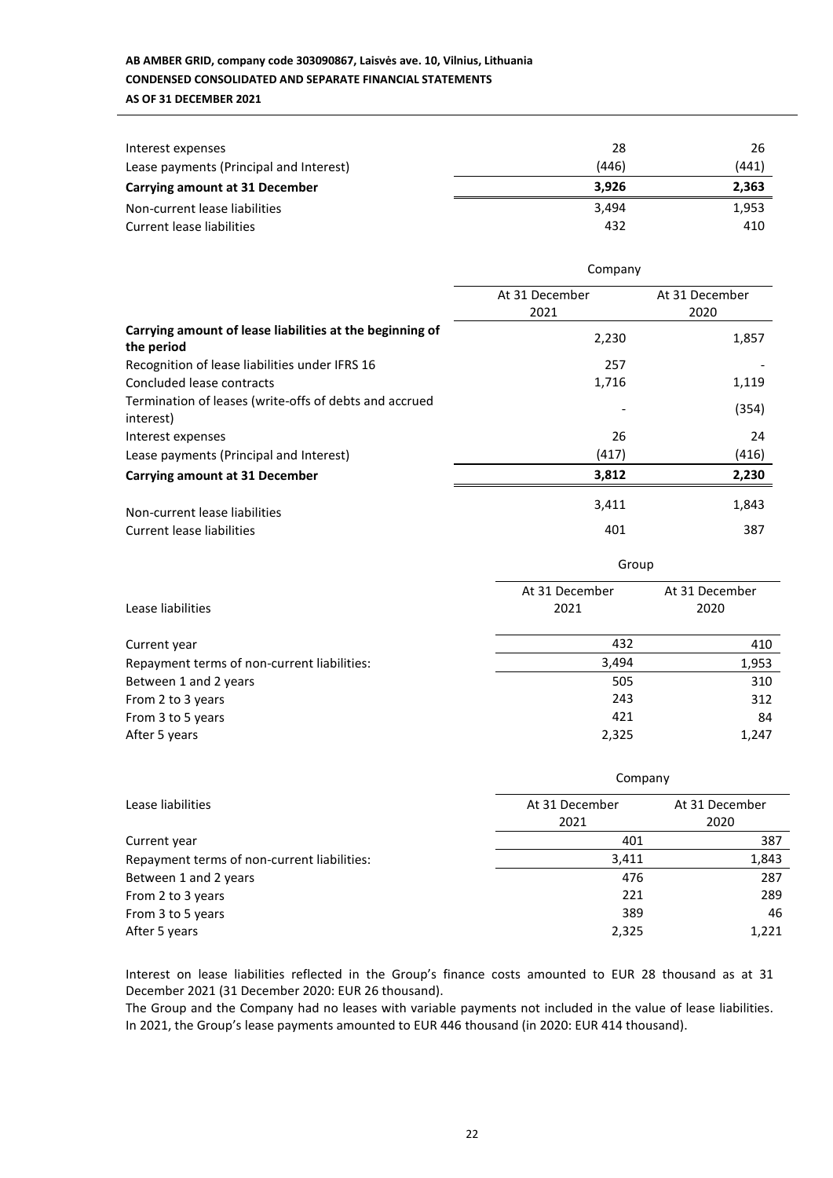| | | |
|---|---|---|
| Interest expenses | 28 | 26 |
| Lease payments (Principal and Interest) | (446) | (441) |
| **Carrying amount at 31 December** | **3,926** | **2,363** |
| Non-current lease liabilities | 3,494 | 1,953 |
| Current lease liabilities | 432 | 410 |

| | Company | |
|---|---|---|
| | At 31 December 2021 | At 31 December 2020 |
| **Carrying amount of lease liabilities at the beginning of the period** | 2,230 | 1,857 |
| Recognition of lease liabilities under IFRS 16 | 257 | - |
| Concluded lease contracts | 1,716 | 1,119 |
| Termination of leases (write-offs of debts and accrued interest) | - | (354) |
| Interest expenses | 26 | 24 |
| Lease payments (Principal and Interest) | (417) | (416) |
| **Carrying amount at 31 December** | **3,812** | **2,230** |
| Non-current lease liabilities | 3,411 | 1,843 |
| Current lease liabilities | 401 | 387 |

| | Group | |
|---|---|---|
| Lease liabilities | At 31 December 2021 | At 31 December 2020 |
| Current year | 432 | 410 |
| Repayment terms of non-current liabilities: | 3,494 | 1,953 |
| Between 1 and 2 years | 505 | 310 |
| From 2 to 3 years | 243 | 312 |
| From 3 to 5 years | 421 | 84 |
| After 5 years | 2,325 | 1,247 |

| | Company | |
|---|---|---|
| Lease liabilities | At 31 December 2021 | At 31 December 2020 |
| Current year | 401 | 387 |
| Repayment terms of non-current liabilities: | 3,411 | 1,843 |
| Between 1 and 2 years | 476 | 287 |
| From 2 to 3 years | 221 | 289 |
| From 3 to 5 years | 389 | 46 |
| After 5 years | 2,325 | 1,221 |

Interest on lease liabilities reflected in the Group's finance costs amounted to EUR 28 thousand as at 31 December 2021 (31 December 2020: EUR 26 thousand).

The Group and the Company had no leases with variable payments not included in the value of lease liabilities. In 2021, the Group's lease payments amounted to EUR 446 thousand (in 2020: EUR 414 thousand).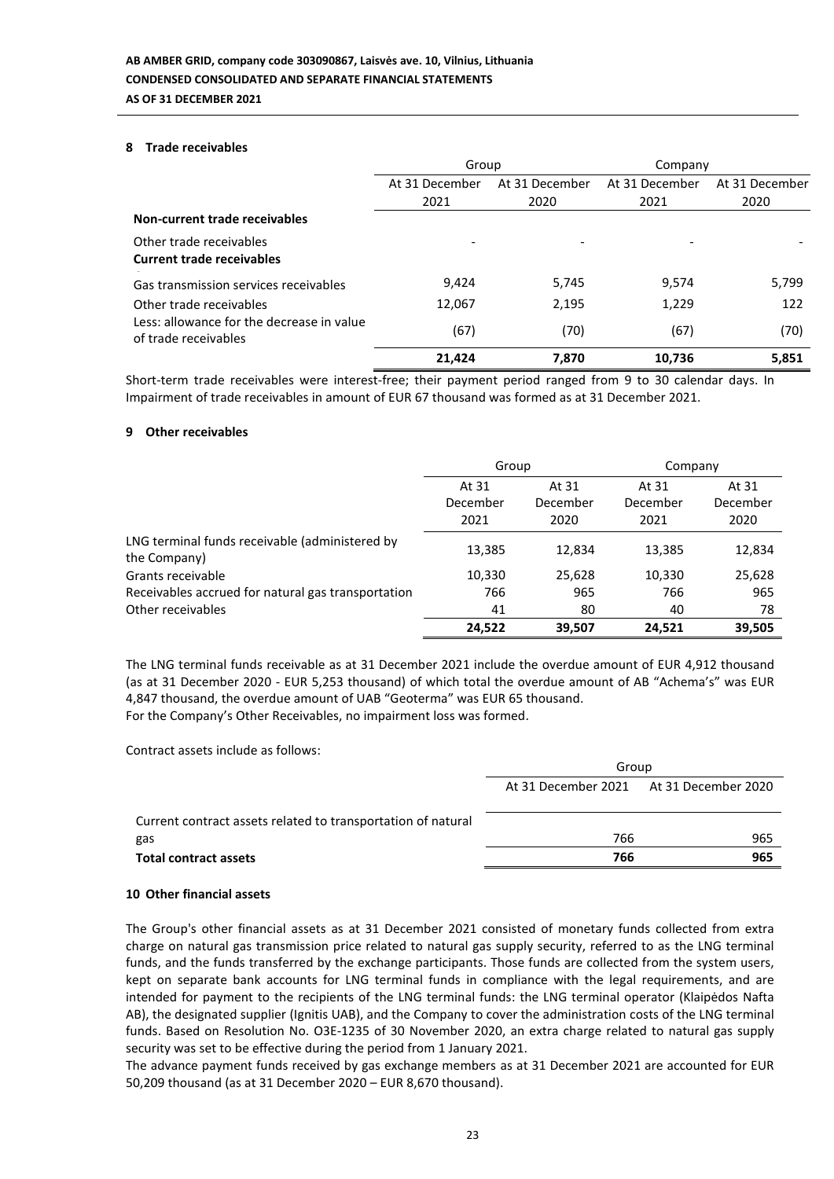## 8 Trade receivables

| | Group | | Company | |
|---|---|---|---|---|
| | At 31 December 2021 | At 31 December 2020 | At 31 December 2021 | At 31 December 2020 |
| **Non-current trade receivables** | | | | |
| Other trade receivables | - | - | - | - |
| **Current trade receivables** | | | | |
| Gas transmission services receivables | 9,424 | 5,745 | 9,574 | 5,799 |
| Other trade receivables | 12,067 | 2,195 | 1,229 | 122 |
| Less: allowance for the decrease in value of trade receivables | (67) | (70) | (67) | (70) |
| | **21,424** | **7,870** | **10,736** | **5,851** |

Short-term trade receivables were interest-free; their payment period ranged from 9 to 30 calendar days. In Impairment of trade receivables in amount of EUR 67 thousand was formed as at 31 December 2021.

## 9 Other receivables

| | Group | | Company | |
|---|---|---|---|---|
| | At 31 December 2021 | At 31 December 2020 | At 31 December 2021 | At 31 December 2020 |
| LNG terminal funds receivable (administered by the Company) | 13,385 | 12,834 | 13,385 | 12,834 |
| Grants receivable | 10,330 | 25,628 | 10,330 | 25,628 |
| Receivables accrued for natural gas transportation | 766 | 965 | 766 | 965 |
| Other receivables | 41 | 80 | 40 | 78 |
| | **24,522** | **39,507** | **24,521** | **39,505** |

The LNG terminal funds receivable as at 31 December 2021 include the overdue amount of EUR 4,912 thousand (as at 31 December 2020 - EUR 5,253 thousand) of which total the overdue amount of AB "Achema's" was EUR 4,847 thousand, the overdue amount of UAB "Geoterma" was EUR 65 thousand.
For the Company's Other Receivables, no impairment loss was formed.

Contract assets include as follows:

| | Group | |
|---|---|---|
| | At 31 December 2021 | At 31 December 2020 |
| Current contract assets related to transportation of natural gas | 766 | 965 |
| **Total contract assets** | **766** | **965** |

## 10 Other financial assets

The Group's other financial assets as at 31 December 2021 consisted of monetary funds collected from extra charge on natural gas transmission price related to natural gas supply security, referred to as the LNG terminal funds, and the funds transferred by the exchange participants. Those funds are collected from the system users, kept on separate bank accounts for LNG terminal funds in compliance with the legal requirements, and are intended for payment to the recipients of the LNG terminal funds: the LNG terminal operator (Klaipėdos Nafta AB), the designated supplier (Ignitis UAB), and the Company to cover the administration costs of the LNG terminal funds. Based on Resolution No. O3E-1235 of 30 November 2020, an extra charge related to natural gas supply security was set to be effective during the period from 1 January 2021.
The advance payment funds received by gas exchange members as at 31 December 2021 are accounted for EUR 50,209 thousand (as at 31 December 2020 – EUR 8,670 thousand).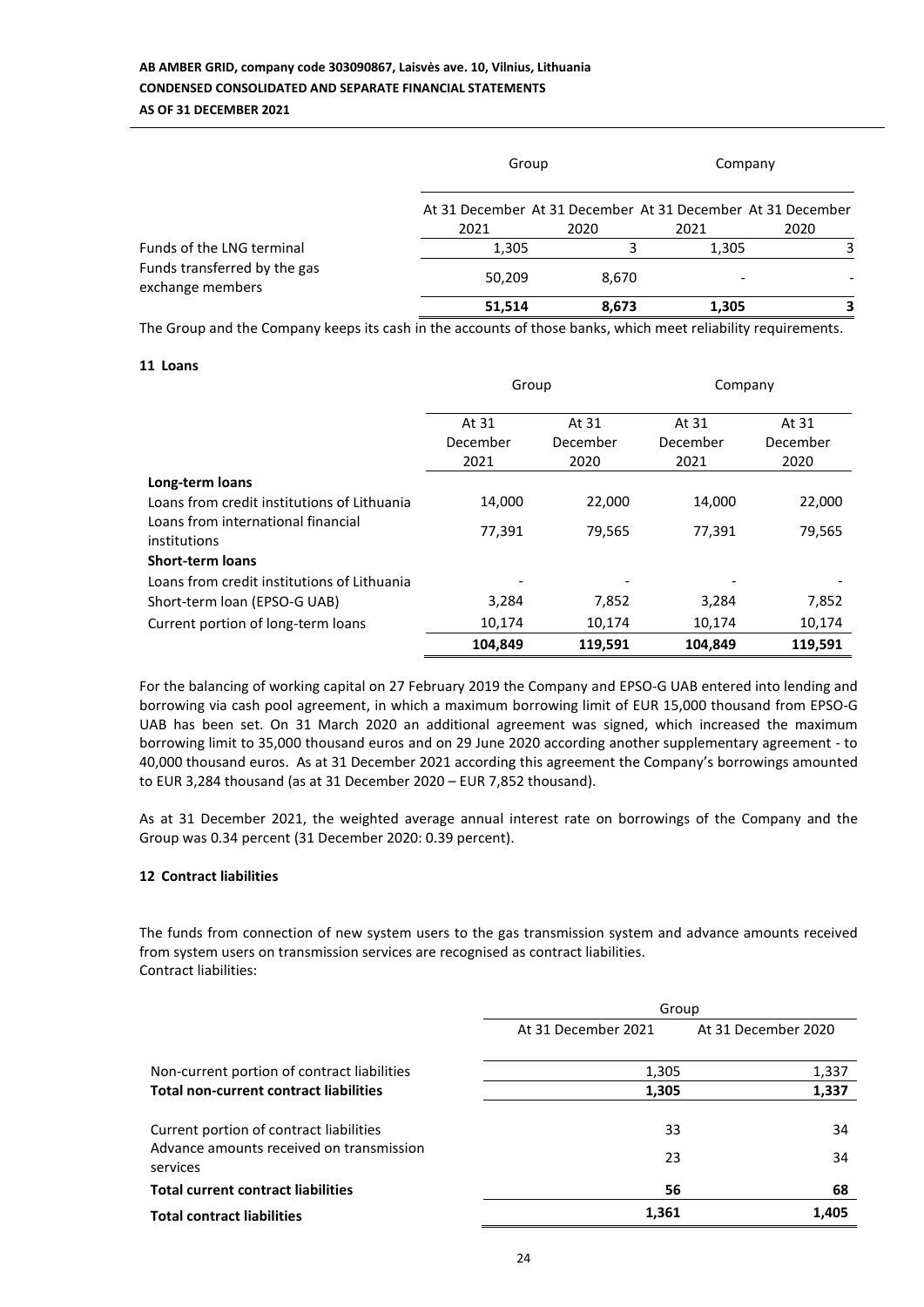| | Group | | Company | |
|---|---|---|---|---|
| | At 31 December 2021 | At 31 December 2020 | At 31 December 2021 | At 31 December 2020 |
| Funds of the LNG terminal | 1,305 | 3 | 1,305 | 3 |
| Funds transferred by the gas exchange members | 50,209 | 8,670 | - | - |
| | **51,514** | **8,673** | **1,305** | **3** |

The Group and the Company keeps its cash in the accounts of those banks, which meet reliability requirements.

## 11 Loans

| | Group | | Company | |
|---|---|---|---|---|
| | At 31 December 2021 | At 31 December 2020 | At 31 December 2021 | At 31 December 2020 |
| **Long-term loans** | | | | |
| Loans from credit institutions of Lithuania | 14,000 | 22,000 | 14,000 | 22,000 |
| Loans from international financial institutions | 77,391 | 79,565 | 77,391 | 79,565 |
| **Short-term loans** | | | | |
| Loans from credit institutions of Lithuania | - | - | - | - |
| Short-term loan (EPSO-G UAB) | 3,284 | 7,852 | 3,284 | 7,852 |
| Current portion of long-term loans | 10,174 | 10,174 | 10,174 | 10,174 |
| | **104,849** | **119,591** | **104,849** | **119,591** |

For the balancing of working capital on 27 February 2019 the Company and EPSO-G UAB entered into lending and borrowing via cash pool agreement, in which a maximum borrowing limit of EUR 15,000 thousand from EPSO-G UAB has been set. On 31 March 2020 an additional agreement was signed, which increased the maximum borrowing limit to 35,000 thousand euros and on 29 June 2020 according another supplementary agreement - to 40,000 thousand euros. As at 31 December 2021 according this agreement the Company's borrowings amounted to EUR 3,284 thousand (as at 31 December 2020 – EUR 7,852 thousand).

As at 31 December 2021, the weighted average annual interest rate on borrowings of the Company and the Group was 0.34 percent (31 December 2020: 0.39 percent).

## 12 Contract liabilities

The funds from connection of new system users to the gas transmission system and advance amounts received from system users on transmission services are recognised as contract liabilities.
Contract liabilities:

| | Group | |
|---|---|---|
| | At 31 December 2021 | At 31 December 2020 |
| Non-current portion of contract liabilities | 1,305 | 1,337 |
| **Total non-current contract liabilities** | **1,305** | **1,337** |
| Current portion of contract liabilities | 33 | 34 |
| Advance amounts received on transmission services | 23 | 34 |
| **Total current contract liabilities** | **56** | **68** |
| **Total contract liabilities** | **1,361** | **1,405** |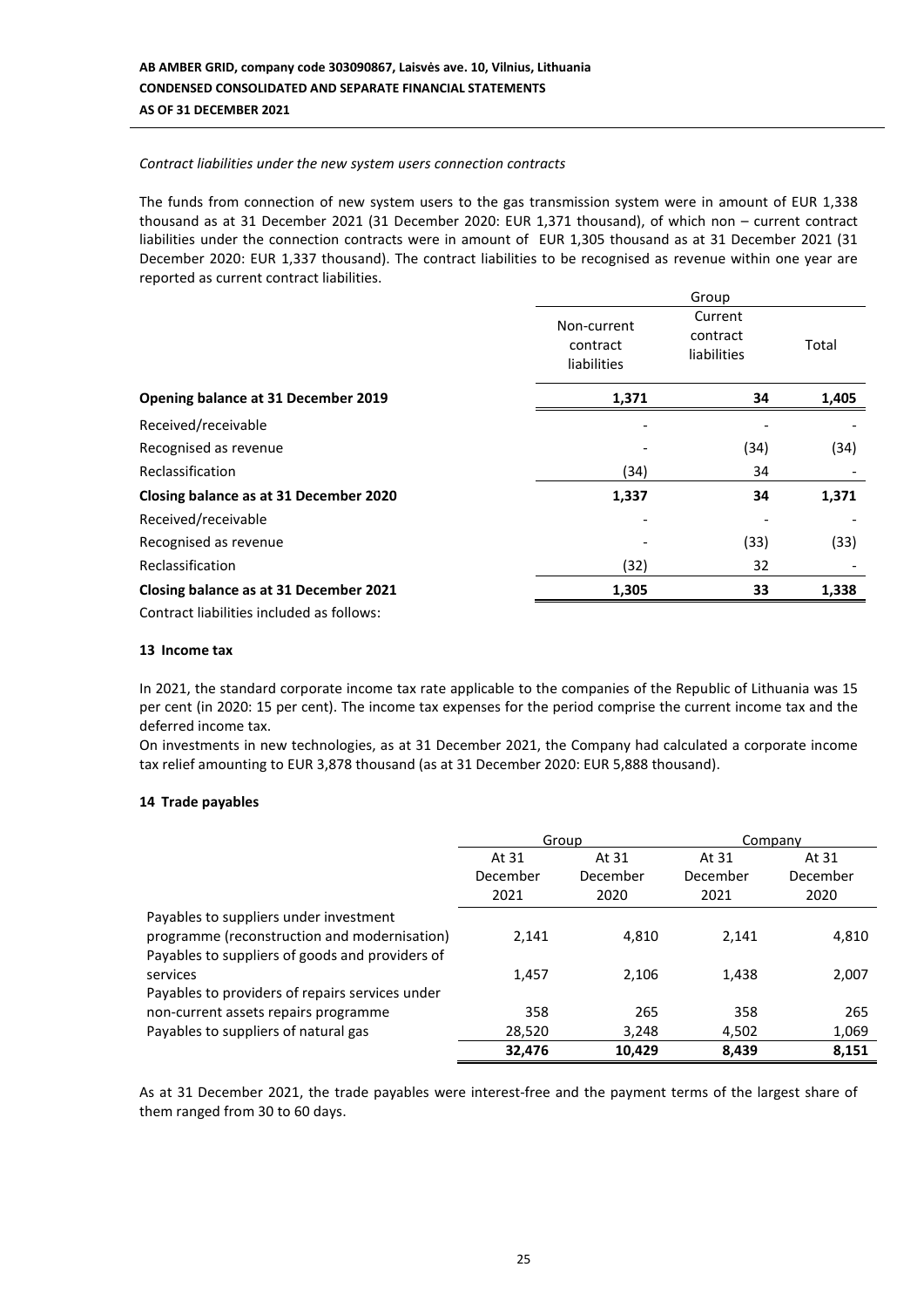*Contract liabilities under the new system users connection contracts*

The funds from connection of new system users to the gas transmission system were in amount of EUR 1,338 thousand as at 31 December 2021 (31 December 2020: EUR 1,371 thousand), of which non – current contract liabilities under the connection contracts were in amount of EUR 1,305 thousand as at 31 December 2021 (31 December 2020: EUR 1,337 thousand). The contract liabilities to be recognised as revenue within one year are reported as current contract liabilities.

| | Group | | |
|---|---|---|---|
| | Non-current contract liabilities | Current contract liabilities | Total |
| **Opening balance at 31 December 2019** | **1,371** | **34** | **1,405** |
| Received/receivable | - | - | - |
| Recognised as revenue | - | (34) | (34) |
| Reclassification | (34) | 34 | - |
| **Closing balance as at 31 December 2020** | **1,337** | **34** | **1,371** |
| Received/receivable | - | - | - |
| Recognised as revenue | - | (33) | (33) |
| Reclassification | (32) | 32 | - |
| **Closing balance as at 31 December 2021** | **1,305** | **33** | **1,338** |

Contract liabilities included as follows:

## 13 Income tax

In 2021, the standard corporate income tax rate applicable to the companies of the Republic of Lithuania was 15 per cent (in 2020: 15 per cent). The income tax expenses for the period comprise the current income tax and the deferred income tax.

On investments in new technologies, as at 31 December 2021, the Company had calculated a corporate income tax relief amounting to EUR 3,878 thousand (as at 31 December 2020: EUR 5,888 thousand).

## 14 Trade payables

| | Group | | Company | |
|---|---|---|---|---|
| | At 31 December 2021 | At 31 December 2020 | At 31 December 2021 | At 31 December 2020 |
| Payables to suppliers under investment programme (reconstruction and modernisation) | 2,141 | 4,810 | 2,141 | 4,810 |
| Payables to suppliers of goods and providers of services | 1,457 | 2,106 | 1,438 | 2,007 |
| Payables to providers of repairs services under non-current assets repairs programme | 358 | 265 | 358 | 265 |
| Payables to suppliers of natural gas | 28,520 | 3,248 | 4,502 | 1,069 |
| | **32,476** | **10,429** | **8,439** | **8,151** |

As at 31 December 2021, the trade payables were interest-free and the payment terms of the largest share of them ranged from 30 to 60 days.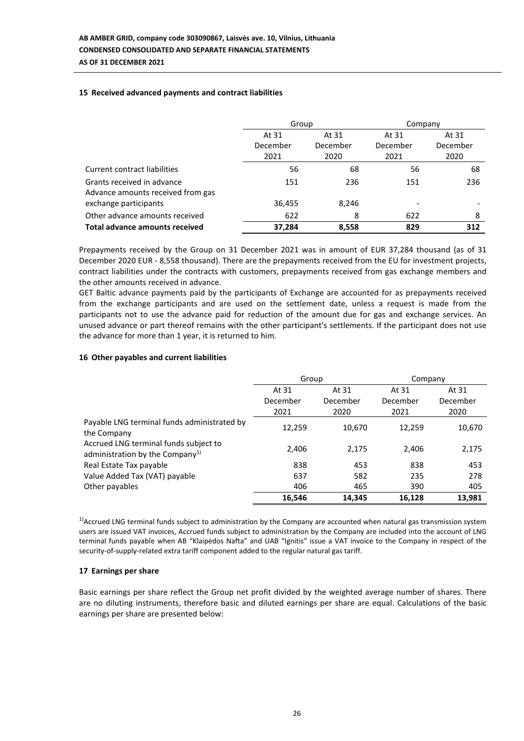## 15 Received advanced payments and contract liabilities

| | Group | | Company | |
|---|---|---|---|---|
| | At 31 December 2021 | At 31 December 2020 | At 31 December 2021 | At 31 December 2020 |
| Current contract liabilities | 56 | 68 | 56 | 68 |
| Grants received in advance | 151 | 236 | 151 | 236 |
| Advance amounts received from gas exchange participants | 36,455 | 8,246 | - | - |
| Other advance amounts received | 622 | 8 | 622 | 8 |
| **Total advance amounts received** | **37,284** | **8,558** | **829** | **312** |

Prepayments received by the Group on 31 December 2021 was in amount of EUR 37,284 thousand (as of 31 December 2020 EUR - 8,558 thousand). There are the prepayments received from the EU for investment projects, contract liabilities under the contracts with customers, prepayments received from gas exchange members and the other amounts received in advance.

GET Baltic advance payments paid by the participants of Exchange are accounted for as prepayments received from the exchange participants and are used on the settlement date, unless a request is made from the participants not to use the advance paid for reduction of the amount due for gas and exchange services. An unused advance or part thereof remains with the other participant's settlements. If the participant does not use the advance for more than 1 year, it is returned to him.

## 16 Other payables and current liabilities

| | Group | | Company | |
|---|---|---|---|---|
| | At 31 December 2021 | At 31 December 2020 | At 31 December 2021 | At 31 December 2020 |
| Payable LNG terminal funds administrated by the Company | 12,259 | 10,670 | 12,259 | 10,670 |
| Accrued LNG terminal funds subject to administration by the Company[1)] | 2,406 | 2,175 | 2,406 | 2,175 |
| Real Estate Tax payable | 838 | 453 | 838 | 453 |
| Value Added Tax (VAT) payable | 637 | 582 | 235 | 278 |
| Other payables | 406 | 465 | 390 | 405 |
| | **16,546** | **14,345** | **16,128** | **13,981** |

[1)]Accrued LNG terminal funds subject to administration by the Company are accounted when natural gas transmission system users are issued VAT invoices, Accrued funds subject to administration by the Company are included into the account of LNG terminal funds payable when AB "Klaipėdos Nafta" and UAB "Ignitis" issue a VAT invoice to the Company in respect of the security-of-supply-related extra tariff component added to the regular natural gas tariff.

## 17 Earnings per share

Basic earnings per share reflect the Group net profit divided by the weighted average number of shares. There are no diluting instruments, therefore basic and diluted earnings per share are equal. Calculations of the basic earnings per share are presented below: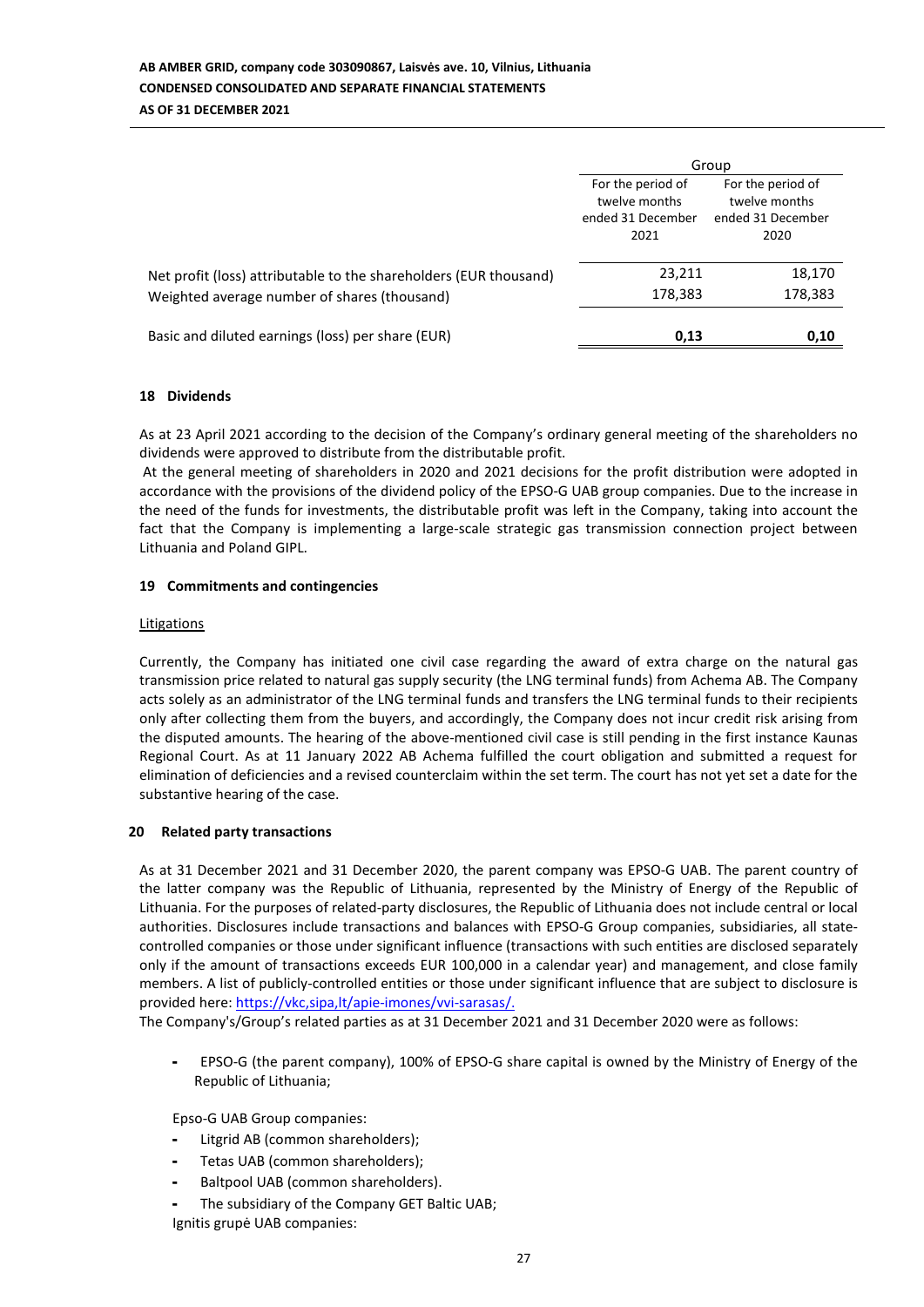| | Group | |
|---|---|---|
| | For the period of twelve months ended 31 December 2021 | For the period of twelve months ended 31 December 2020 |
| Net profit (loss) attributable to the shareholders (EUR thousand) | 23,211 | 18,170 |
| Weighted average number of shares (thousand) | 178,383 | 178,383 |
| Basic and diluted earnings (loss) per share (EUR) | **0,13** | **0,10** |

## 18 Dividends

As at 23 April 2021 according to the decision of the Company's ordinary general meeting of the shareholders no dividends were approved to distribute from the distributable profit.

At the general meeting of shareholders in 2020 and 2021 decisions for the profit distribution were adopted in accordance with the provisions of the dividend policy of the EPSO-G UAB group companies. Due to the increase in the need of the funds for investments, the distributable profit was left in the Company, taking into account the fact that the Company is implementing a large-scale strategic gas transmission connection project between Lithuania and Poland GIPL.

## 19 Commitments and contingencies

Litigations

Currently, the Company has initiated one civil case regarding the award of extra charge on the natural gas transmission price related to natural gas supply security (the LNG terminal funds) from Achema AB. The Company acts solely as an administrator of the LNG terminal funds and transfers the LNG terminal funds to their recipients only after collecting them from the buyers, and accordingly, the Company does not incur credit risk arising from the disputed amounts. The hearing of the above-mentioned civil case is still pending in the first instance Kaunas Regional Court. As at 11 January 2022 AB Achema fulfilled the court obligation and submitted a request for elimination of deficiencies and a revised counterclaim within the set term. The court has not yet set a date for the substantive hearing of the case.

## 20 Related party transactions

As at 31 December 2021 and 31 December 2020, the parent company was EPSO-G UAB. The parent country of the latter company was the Republic of Lithuania, represented by the Ministry of Energy of the Republic of Lithuania. For the purposes of related-party disclosures, the Republic of Lithuania does not include central or local authorities. Disclosures include transactions and balances with EPSO-G Group companies, subsidiaries, all state-controlled companies or those under significant influence (transactions with such entities are disclosed separately only if the amount of transactions exceeds EUR 100,000 in a calendar year) and management, and close family members. A list of publicly-controlled entities or those under significant influence that are subject to disclosure is provided here: https://vkc,sipa,lt/apie-imones/vvi-sarasas/.

The Company's/Group's related parties as at 31 December 2021 and 31 December 2020 were as follows:

- EPSO-G (the parent company), 100% of EPSO-G share capital is owned by the Ministry of Energy of the Republic of Lithuania;

Epso-G UAB Group companies:

- Litgrid AB (common shareholders);
- Tetas UAB (common shareholders);
- Baltpool UAB (common shareholders).
- The subsidiary of the Company GET Baltic UAB;

Ignitis grupė UAB companies: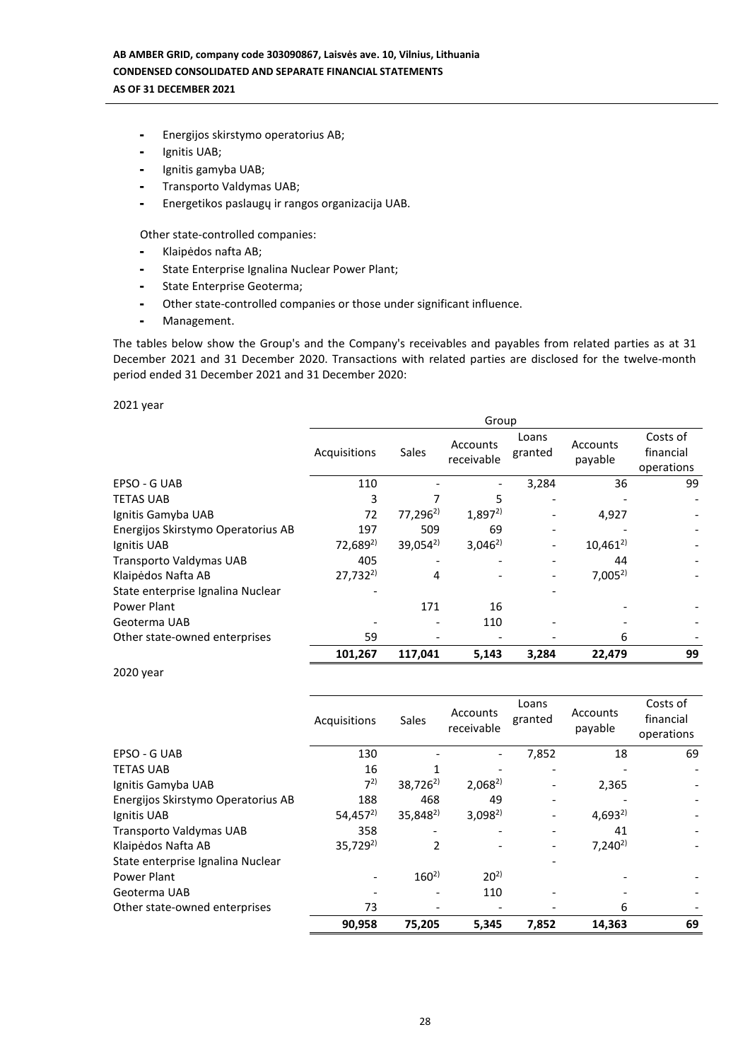- Energijos skirstymo operatorius AB;
- Ignitis UAB;
- Ignitis gamyba UAB;
- Transporto Valdymas UAB;
- Energetikos paslaugų ir rangos organizacija UAB.

Other state-controlled companies:

- Klaipėdos nafta AB;
- State Enterprise Ignalina Nuclear Power Plant;
- State Enterprise Geoterma;
- Other state-controlled companies or those under significant influence.
- Management.

The tables below show the Group's and the Company's receivables and payables from related parties as at 31 December 2021 and 31 December 2020. Transactions with related parties are disclosed for the twelve-month period ended 31 December 2021 and 31 December 2020:

2021 year

| | Group | | | | | |
|---|---|---|---|---|---|---|
| | Acquisitions | Sales | Accounts receivable | Loans granted | Accounts payable | Costs of financial operations |
| EPSO - G UAB | 110 | - | - | 3,284 | 36 | 99 |
| TETAS UAB | 3 | 7 | 5 | - | - | - |
| Ignitis Gamyba UAB | 72 | 77,296[2)] | 1,897[2)] | - | 4,927 | - |
| Energijos Skirstymo Operatorius AB | 197 | 509 | 69 | - | - | - |
| Ignitis UAB | 72,689[2)] | 39,054[2)] | 3,046[2)] | - | 10,461[2)] | - |
| Transporto Valdymas UAB | 405 | - | - | - | 44 | - |
| Klaipėdos Nafta AB | 27,732[2)] | 4 | - | - | 7,005[2)] | - |
| State enterprise Ignalina Nuclear Power Plant | - | 171 | 16 | - | - | - |
| Geoterma UAB | - | - | 110 | - | - | - |
| Other state-owned enterprises | 59 | - | - | - | 6 | - |
| | **101,267** | **117,041** | **5,143** | **3,284** | **22,479** | **99** |

2020 year

| | Acquisitions | Sales | Accounts receivable | Loans granted | Accounts payable | Costs of financial operations |
|---|---|---|---|---|---|---|
| EPSO - G UAB | 130 | - | - | 7,852 | 18 | 69 |
| TETAS UAB | 16 | 1 | - | - | - | - |
| Ignitis Gamyba UAB | 7[2)] | 38,726[2)] | 2,068[2)] | - | 2,365 | - |
| Energijos Skirstymo Operatorius AB | 188 | 468 | 49 | - | - | - |
| Ignitis UAB | 54,457[2)] | 35,848[2)] | 3,098[2)] | - | 4,693[2)] | - |
| Transporto Valdymas UAB | 358 | - | - | - | 41 | - |
| Klaipėdos Nafta AB | 35,729[2)] | 2 | - | - | 7,240[2)] | - |
| State enterprise Ignalina Nuclear Power Plant | - | 160[2)] | 20[2)] | - | - | - |
| Geoterma UAB | - | - | 110 | - | - | - |
| Other state-owned enterprises | 73 | - | - | - | 6 | - |
| | **90,958** | **75,205** | **5,345** | **7,852** | **14,363** | **69** |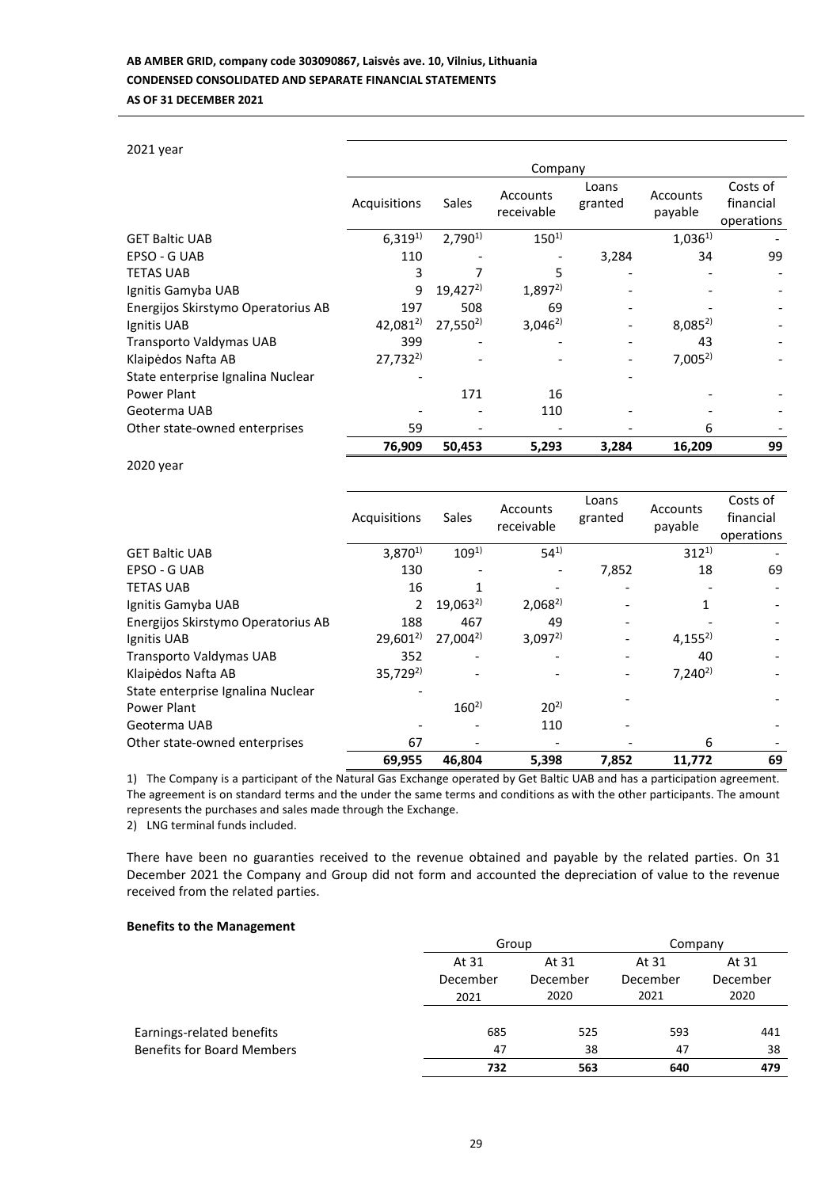2021 year

| | Company | | | | | |
|---|---|---|---|---|---|---|
| | Acquisitions | Sales | Accounts receivable | Loans granted | Accounts payable | Costs of financial operations |
| GET Baltic UAB | 6,319[1] | 2,790[1] | 150[1] | | 1,036[1] | - |
| EPSO - G UAB | 110 | - | - | 3,284 | 34 | 99 |
| TETAS UAB | 3 | 7 | 5 | - | - | - |
| Ignitis Gamyba UAB | 9 | 19,427[2] | 1,897[2] | - | - | - |
| Energijos Skirstymo Operatorius AB | 197 | 508 | 69 | - | - | - |
| Ignitis UAB | 42,081[2] | 27,550[2] | 3,046[2] | - | 8,085[2] | - |
| Transporto Valdymas UAB | 399 | - | - | - | 43 | - |
| Klaipėdos Nafta AB | 27,732[2] | - | - | - | 7,005[2] | - |
| State enterprise Ignalina Nuclear Power Plant | - | 171 | 16 | - | - | - |
| Geoterma UAB | - | - | 110 | - | - | - |
| Other state-owned enterprises | 59 | - | - | - | 6 | - |
| | **76,909** | **50,453** | **5,293** | **3,284** | **16,209** | **99** |

2020 year

| | Acquisitions | Sales | Accounts receivable | Loans granted | Accounts payable | Costs of financial operations |
|---|---|---|---|---|---|---|
| GET Baltic UAB | 3,870[1] | 109[1] | 54[1] | | 312[1] | - |
| EPSO - G UAB | 130 | - | - | 7,852 | 18 | 69 |
| TETAS UAB | 16 | 1 | - | - | - | - |
| Ignitis Gamyba UAB | 2 | 19,063[2] | 2,068[2] | - | 1 | - |
| Energijos Skirstymo Operatorius AB | 188 | 467 | 49 | - | - | - |
| Ignitis UAB | 29,601[2] | 27,004[2] | 3,097[2] | - | 4,155[2] | - |
| Transporto Valdymas UAB | 352 | - | - | - | 40 | - |
| Klaipėdos Nafta AB | 35,729[2] | - | - | - | 7,240[2] | - |
| State enterprise Ignalina Nuclear Power Plant | - | 160[2] | 20[2] | - | | - |
| Geoterma UAB | - | - | 110 | - | | - |
| Other state-owned enterprises | 67 | - | - | - | 6 | - |
| | **69,955** | **46,804** | **5,398** | **7,852** | **11,772** | **69** |

1) The Company is a participant of the Natural Gas Exchange operated by Get Baltic UAB and has a participation agreement. The agreement is on standard terms and the under the same terms and conditions as with the other participants. The amount represents the purchases and sales made through the Exchange.

2) LNG terminal funds included.

There have been no guaranties received to the revenue obtained and payable by the related parties. On 31 December 2021 the Company and Group did not form and accounted the depreciation of value to the revenue received from the related parties.

**Benefits to the Management**

| | Group | | Company | |
|---|---|---|---|---|
| | At 31 December 2021 | At 31 December 2020 | At 31 December 2021 | At 31 December 2020 |
| Earnings-related benefits | 685 | 525 | 593 | 441 |
| Benefits for Board Members | 47 | 38 | 47 | 38 |
| | **732** | **563** | **640** | **479** |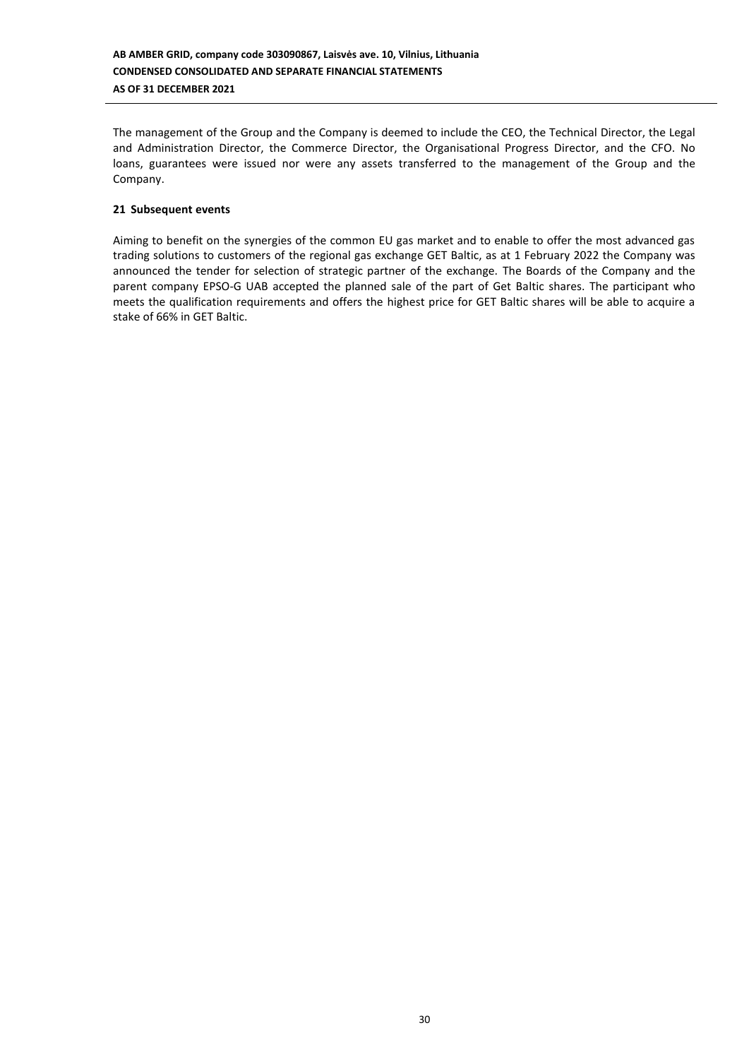The management of the Group and the Company is deemed to include the CEO, the Technical Director, the Legal and Administration Director, the Commerce Director, the Organisational Progress Director, and the CFO. No loans, guarantees were issued nor were any assets transferred to the management of the Group and the Company.

## 21 Subsequent events

Aiming to benefit on the synergies of the common EU gas market and to enable to offer the most advanced gas trading solutions to customers of the regional gas exchange GET Baltic, as at 1 February 2022 the Company was announced the tender for selection of strategic partner of the exchange. The Boards of the Company and the parent company EPSO-G UAB accepted the planned sale of the part of Get Baltic shares. The participant who meets the qualification requirements and offers the highest price for GET Baltic shares will be able to acquire a stake of 66% in GET Baltic.